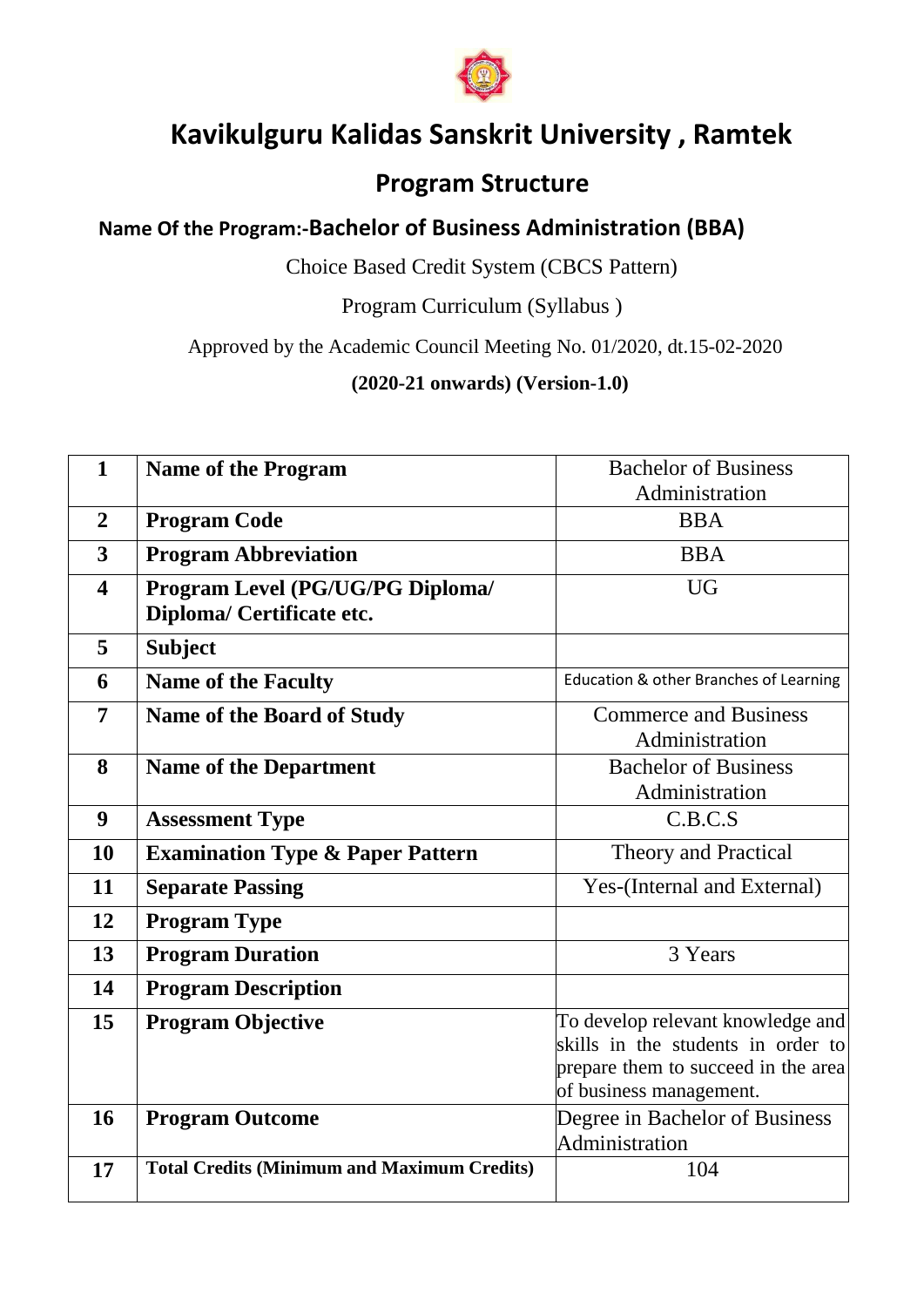# Kavikulguru Kalidas Sanskrit University , Ramtek

## Program Structure

### Name Of the Program:-Bachelor of Business Administration (BBA)

Choice Based Credit System (CBCS Pattern)

Program Curriculum (Syllabus )

Approved by the Academic Council Meeting No. 01/2020, dt.15-02-2020

**(2020-21 onwards) (Version-1.0)**

| | | |
|---|---|---|
| **1** | **Name of the Program** | Bachelor of Business Administration |
| **2** | **Program Code** | BBA |
| **3** | **Program Abbreviation** | BBA |
| **4** | **Program Level (PG/UG/PG Diploma/ Diploma/ Certificate etc.** | UG |
| **5** | **Subject** | |
| **6** | **Name of the Faculty** | Education & other Branches of Learning |
| **7** | **Name of the Board of Study** | Commerce and Business Administration |
| **8** | **Name of the Department** | Bachelor of Business Administration |
| **9** | **Assessment Type** | C.B.C.S |
| **10** | **Examination Type & Paper Pattern** | Theory and Practical |
| **11** | **Separate Passing** | Yes-(Internal and External) |
| **12** | **Program Type** | |
| **13** | **Program Duration** | 3 Years |
| **14** | **Program Description** | |
| **15** | **Program Objective** | To develop relevant knowledge and skills in the students in order to prepare them to succeed in the area of business management. |
| **16** | **Program Outcome** | Degree in Bachelor of Business Administration |
| **17** | **Total Credits (Minimum and Maximum Credits)** | 104 |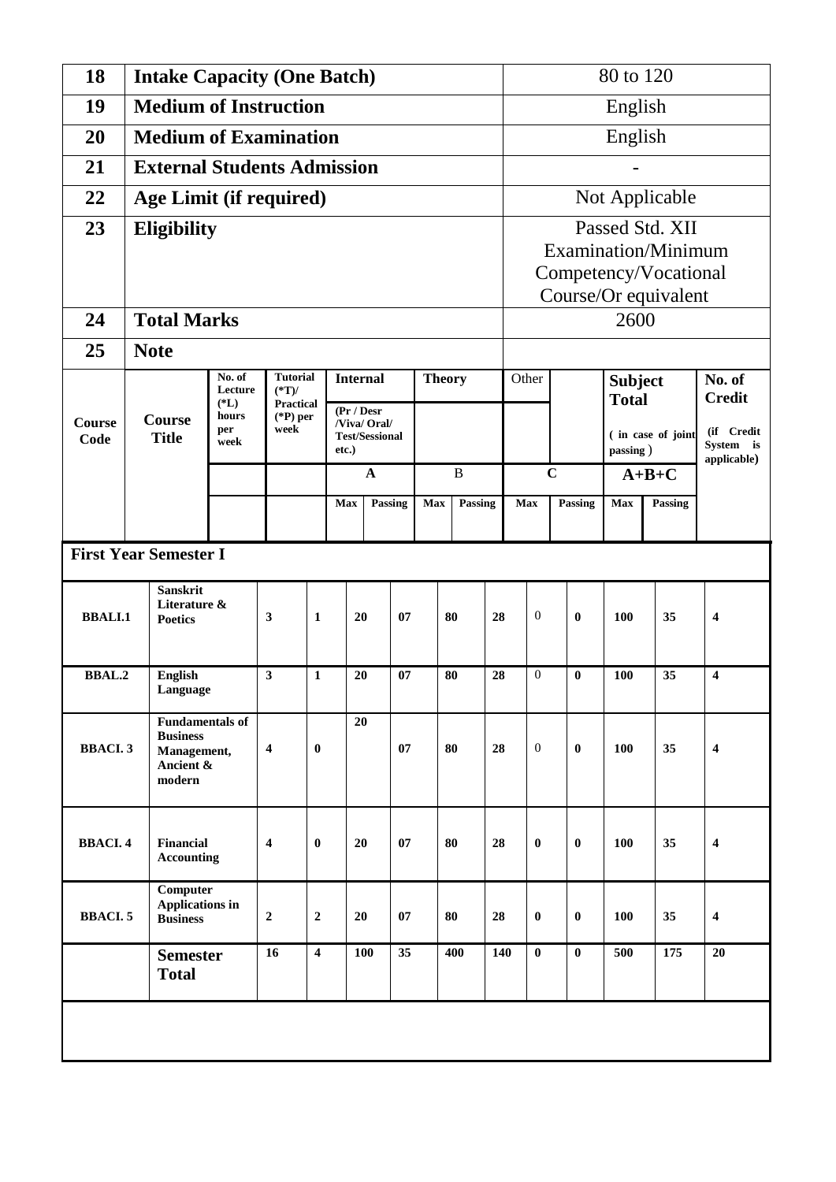| | | |
|---|---|---|
| **18** | **Intake Capacity (One Batch)** | 80 to 120 |
| **19** | **Medium of Instruction** | English |
| **20** | **Medium of Examination** | English |
| **21** | **External Students Admission** | - |
| **22** | **Age Limit (if required)** | Not Applicable |
| **23** | **Eligibility** | Passed Std. XII Examination/Minimum Competency/Vocational Course/Or equivalent |
| **24** | **Total Marks** | 2600 |
| **25** | **Note** | |

| Course Code | Course Title | No. of Lecture (*L) hours per week | Tutorial (*T)/ Practical (*P) per week | Internal (Pr / Desr /Viva/ Oral/ Test/Sessional etc.) A | | Theory B | | Other C | | Subject Total ( in case of joint passing ) A+B+C | | No. of Credit (if Credit System is applicable) |
|---|---|---|---|---|---|---|---|---|---|---|---|---|
| | | | | Max | Passing | Max | Passing | Max | Passing | Max | Passing | |
| **First Year Semester I** | | | | | | | | | | | | |
| **BBALI.1** | **Sanskrit Literature & Poetics** | **3** | **1** | **20** | **07** | **80** | **28** | 0 | **0** | **100** | **35** | **4** |
| **BBAL.2** | **English Language** | **3** | **1** | **20** | **07** | **80** | **28** | 0 | **0** | **100** | **35** | **4** |
| **BBACI. 3** | **Fundamentals of Business Management, Ancient & modern** | **4** | **0** | **20** | **07** | **80** | **28** | 0 | **0** | **100** | **35** | **4** |
| **BBACI. 4** | **Financial Accounting** | **4** | **0** | **20** | **07** | **80** | **28** | **0** | **0** | **100** | **35** | **4** |
| **BBACI. 5** | **Computer Applications in Business** | **2** | **2** | **20** | **07** | **80** | **28** | **0** | **0** | **100** | **35** | **4** |
| | **Semester Total** | **16** | **4** | **100** | **35** | **400** | **140** | **0** | **0** | **500** | **175** | **20** |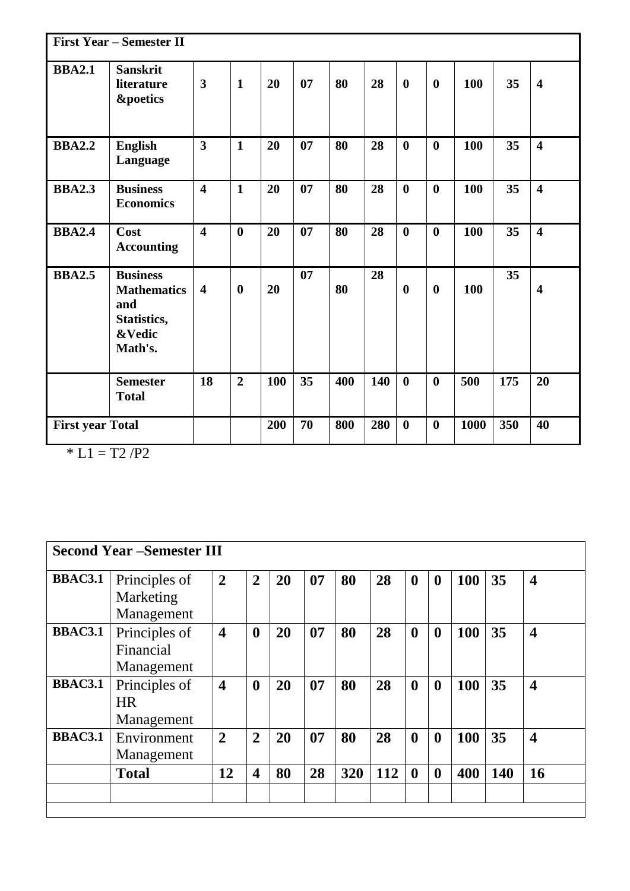| First Year – Semester II | | | | | | | | | | | | |
|---|---|---|---|---|---|---|---|---|---|---|---|---|
| **BBA2.1** | **Sanskrit literature &poetics** | **3** | **1** | **20** | **07** | **80** | **28** | **0** | **0** | **100** | **35** | **4** |
| **BBA2.2** | **English Language** | **3** | **1** | **20** | **07** | **80** | **28** | **0** | **0** | **100** | **35** | **4** |
| **BBA2.3** | **Business Economics** | **4** | **1** | **20** | **07** | **80** | **28** | **0** | **0** | **100** | **35** | **4** |
| **BBA2.4** | **Cost Accounting** | **4** | **0** | **20** | **07** | **80** | **28** | **0** | **0** | **100** | **35** | **4** |
| **BBA2.5** | **Business Mathematics and Statistics, &Vedic Math's.** | **4** | **0** | **20** | **07** | **80** | **28** | **0** | **0** | **100** | **35** | **4** |
| | **Semester Total** | **18** | **2** | **100** | **35** | **400** | **140** | **0** | **0** | **500** | **175** | **20** |
| **First year Total** | | | | **200** | **70** | **800** | **280** | **0** | **0** | **1000** | **350** | **40** |

* L1 = T2 /P2

| Second Year –Semester III | | | | | | | | | | | | |
|---|---|---|---|---|---|---|---|---|---|---|---|---|
| **BBAC3.1** | Principles of Marketing Management | **2** | **2** | **20** | **07** | **80** | **28** | **0** | **0** | **100** | **35** | **4** |
| **BBAC3.1** | Principles of Financial Management | **4** | **0** | **20** | **07** | **80** | **28** | **0** | **0** | **100** | **35** | **4** |
| **BBAC3.1** | Principles of HR Management | **4** | **0** | **20** | **07** | **80** | **28** | **0** | **0** | **100** | **35** | **4** |
| **BBAC3.1** | Environment Management | **2** | **2** | **20** | **07** | **80** | **28** | **0** | **0** | **100** | **35** | **4** |
| | **Total** | **12** | **4** | **80** | **28** | **320** | **112** | **0** | **0** | **400** | **140** | **16** |
| | | | | | | | | | | | | |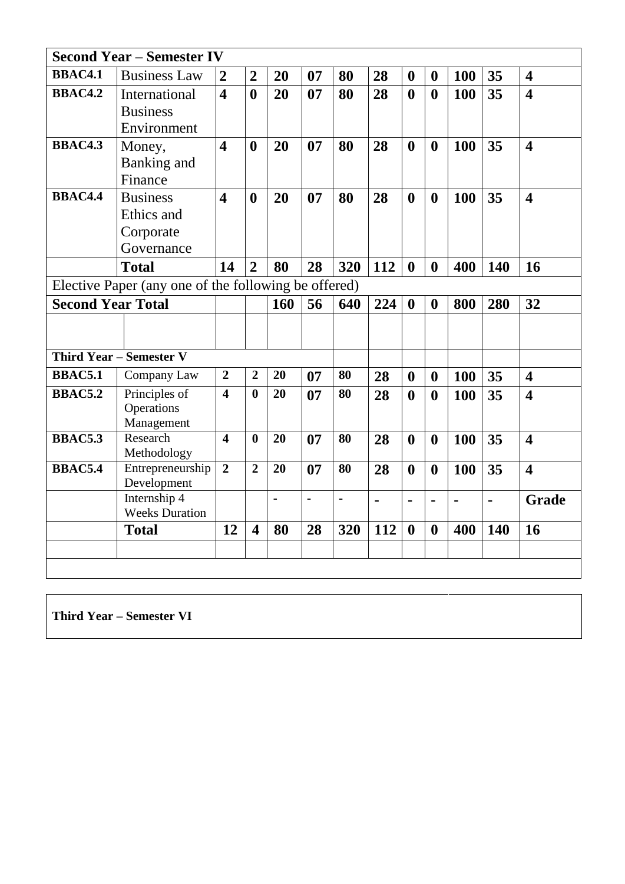| Second Year – Semester IV | | | | | | | | | | | | |
|---|---|---|---|---|---|---|---|---|---|---|---|---|
| **BBAC4.1** | Business Law | **2** | **2** | **20** | **07** | **80** | **28** | **0** | **0** | **100** | **35** | **4** |
| **BBAC4.2** | International Business Environment | **4** | **0** | **20** | **07** | **80** | **28** | **0** | **0** | **100** | **35** | **4** |
| **BBAC4.3** | Money, Banking and Finance | **4** | **0** | **20** | **07** | **80** | **28** | **0** | **0** | **100** | **35** | **4** |
| **BBAC4.4** | Business Ethics and Corporate Governance | **4** | **0** | **20** | **07** | **80** | **28** | **0** | **0** | **100** | **35** | **4** |
| | **Total** | **14** | **2** | **80** | **28** | **320** | **112** | **0** | **0** | **400** | **140** | **16** |
| Elective Paper (any one of the following be offered) | | | | | | | | | | | | |
| **Second Year Total** | | | | **160** | **56** | **640** | **224** | **0** | **0** | **800** | **280** | **32** |
| | | | | | | | | | | | | |
| **Third Year – Semester V** | | | | | | | | | | | | |
| **BBAC5.1** | Company Law | **2** | **2** | **20** | **07** | **80** | **28** | **0** | **0** | **100** | **35** | **4** |
| **BBAC5.2** | Principles of Operations Management | **4** | **0** | **20** | **07** | **80** | **28** | **0** | **0** | **100** | **35** | **4** |
| **BBAC5.3** | Research Methodology | **4** | **0** | **20** | **07** | **80** | **28** | **0** | **0** | **100** | **35** | **4** |
| **BBAC5.4** | Entrepreneurship Development | **2** | **2** | **20** | **07** | **80** | **28** | **0** | **0** | **100** | **35** | **4** |
| | Internship 4 Weeks Duration | | | **-** | **-** | **-** | **-** | **-** | **-** | **-** | **-** | **Grade** |
| | **Total** | **12** | **4** | **80** | **28** | **320** | **112** | **0** | **0** | **400** | **140** | **16** |
| | | | | | | | | | | | | |

**Third Year – Semester VI**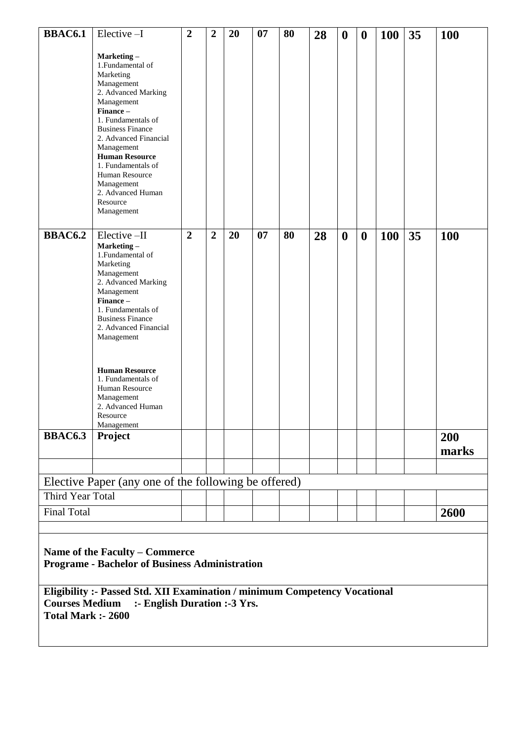| BBAC6.1 | Elective –I<br><br>**Marketing –**<br>1.Fundamental of Marketing Management<br>2. Advanced Marking Management<br>**Finance –**<br>1. Fundamentals of Business Finance<br>2. Advanced Financial Management<br>**Human Resource**<br>1. Fundamentals of Human Resource Management<br>2. Advanced Human Resource Management | **2** | **2** | **20** | **07** | **80** | **28** | **0** | **0** | **100** | **35** | **100** |
|---|---|---|---|---|---|---|---|---|---|---|---|---|
| **BBAC6.2** | Elective –II<br>**Marketing –**<br>1.Fundamental of Marketing Management<br>2. Advanced Marking Management<br>**Finance –**<br>1. Fundamentals of Business Finance<br>2. Advanced Financial Management<br><br>**Human Resource**<br>1. Fundamentals of Human Resource Management<br>2. Advanced Human Resource Management | **2** | **2** | **20** | **07** | **80** | **28** | **0** | **0** | **100** | **35** | **100** |
| **BBAC6.3** | **Project** | | | | | | | | | | | **200 marks** |
| | | | | | | | | | | | | |
| Elective Paper (any one of the following be offered) | | | | | | | | | | | | |
| Third Year Total | | | | | | | | | | | | |
| Final Total | | | | | | | | | | | | **2600** |

**Name of the Faculty – Commerce**
**Programe - Bachelor of Business Administration**

**Eligibility :- Passed Std. XII Examination / minimum Competency Vocational Courses Medium :- English Duration :-3 Yrs.**
**Total Mark :- 2600**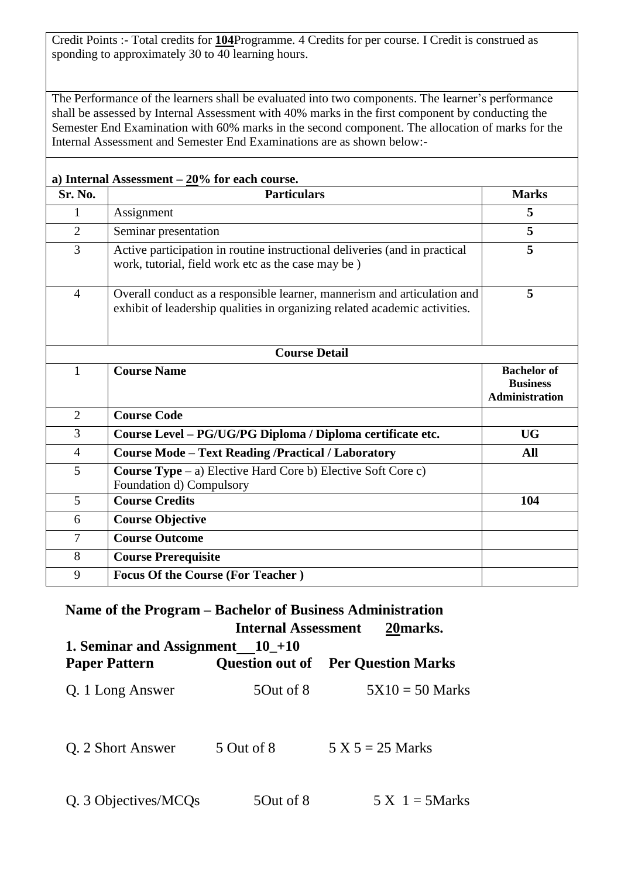Credit Points :- Total credits for **104**Programme. 4 Credits for per course. I Credit is construed as sponding to approximately 30 to 40 learning hours.

The Performance of the learners shall be evaluated into two components. The learner's performance shall be assessed by Internal Assessment with 40% marks in the first component by conducting the Semester End Examination with 60% marks in the second component. The allocation of marks for the Internal Assessment and Semester End Examinations are as shown below:-

**a) Internal Assessment – 20% for each course.**

| Sr. No. | Particulars | Marks |
|---|---|---|
| 1 | Assignment | **5** |
| 2 | Seminar presentation | **5** |
| 3 | Active participation in routine instructional deliveries (and in practical work, tutorial, field work etc as the case may be ) | **5** |
| 4 | Overall conduct as a responsible learner, mannerism and articulation and exhibit of leadership qualities in organizing related academic activities. | **5** |
| | **Course Detail** | |
| 1 | **Course Name** | **Bachelor of Business Administration** |
| 2 | **Course Code** | |
| 3 | **Course Level – PG/UG/PG Diploma / Diploma certificate etc.** | **UG** |
| 4 | **Course Mode – Text Reading /Practical / Laboratory** | **All** |
| 5 | **Course Type** – a) Elective Hard Core b) Elective Soft Core c) Foundation d) Compulsory | |
| 5 | **Course Credits** | **104** |
| 6 | **Course Objective** | |
| 7 | **Course Outcome** | |
| 8 | **Course Prerequisite** | |
| 9 | **Focus Of the Course (For Teacher )** | |

**Name of the Program – Bachelor of Business Administration**

**Internal Assessment 20marks.**

**1. Seminar and Assignment 10 +10**

| Paper Pattern | Question out of | Per Question Marks |
|---|---|---|
| Q. 1 Long Answer | 5Out of 8 | 5X10 = 50 Marks |
| Q. 2 Short Answer | 5 Out of 8 | 5 X 5 = 25 Marks |
| Q. 3 Objectives/MCQs | 5Out of 8 | 5 X 1 = 5Marks |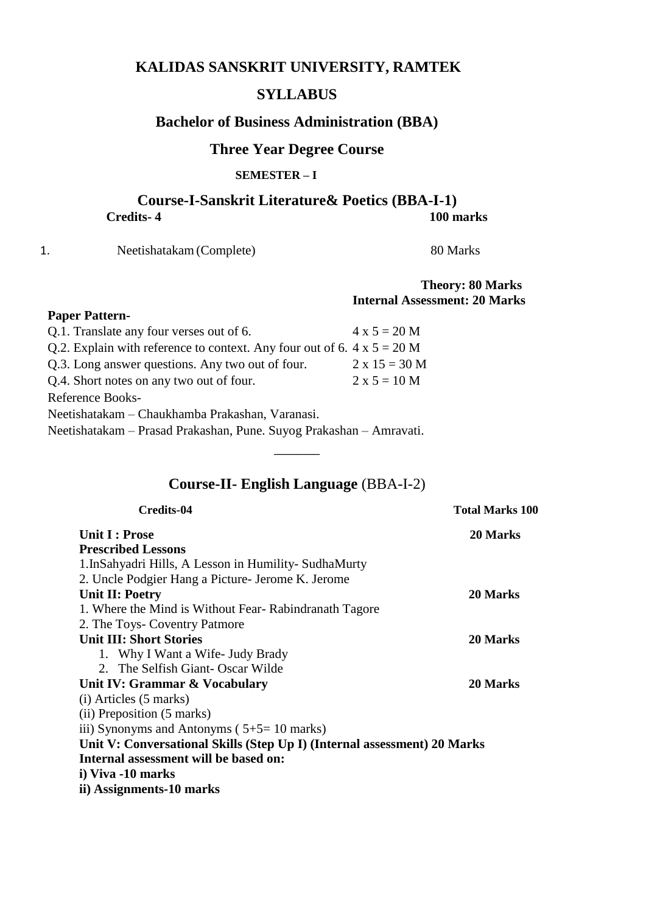# KALIDAS SANSKRIT UNIVERSITY, RAMTEK

## SYLLABUS

## Bachelor of Business Administration (BBA)

## Three Year Degree Course

**SEMESTER – I**

## Course-I-Sanskrit Literature& Poetics (BBA-I-1)

**Credits- 4** **100 marks**

1. Neetishatakam (Complete) 80 Marks

**Theory: 80 Marks**
**Internal Assessment: 20 Marks**

**Paper Pattern-**

| | |
|---|---|
| Q.1. Translate any four verses out of 6. | 4 x 5 = 20 M |
| Q.2. Explain with reference to context. Any four out of 6. | 4 x 5 = 20 M |
| Q.3. Long answer questions. Any two out of four. | 2 x 15 = 30 M |
| Q.4. Short notes on any two out of four. | 2 x 5 = 10 M |

Reference Books-

Neetishatakam – Chaukhamba Prakashan, Varanasi.

Neetishatakam – Prasad Prakashan, Pune. Suyog Prakashan – Amravati.

---

## Course-II- English Language (BBA-I-2)

**Credits-04** **Total Marks 100**

**Unit I : Prose** **20 Marks**

**Prescribed Lessons**

1.InSahyadri Hills, A Lesson in Humility- SudhaMurty

2. Uncle Podgier Hang a Picture- Jerome K. Jerome

**Unit II: Poetry** **20 Marks**

1. Where the Mind is Without Fear- Rabindranath Tagore

2. The Toys- Coventry Patmore

**Unit III: Short Stories** **20 Marks**

1. Why I Want a Wife- Judy Brady
2. The Selfish Giant- Oscar Wilde

**Unit IV: Grammar & Vocabulary** **20 Marks**

(i) Articles (5 marks)

(ii) Preposition (5 marks)

iii) Synonyms and Antonyms ( 5+5= 10 marks)

**Unit V: Conversational Skills (Step Up I) (Internal assessment) 20 Marks**

**Internal assessment will be based on:**

**i) Viva -10 marks**

**ii) Assignments-10 marks**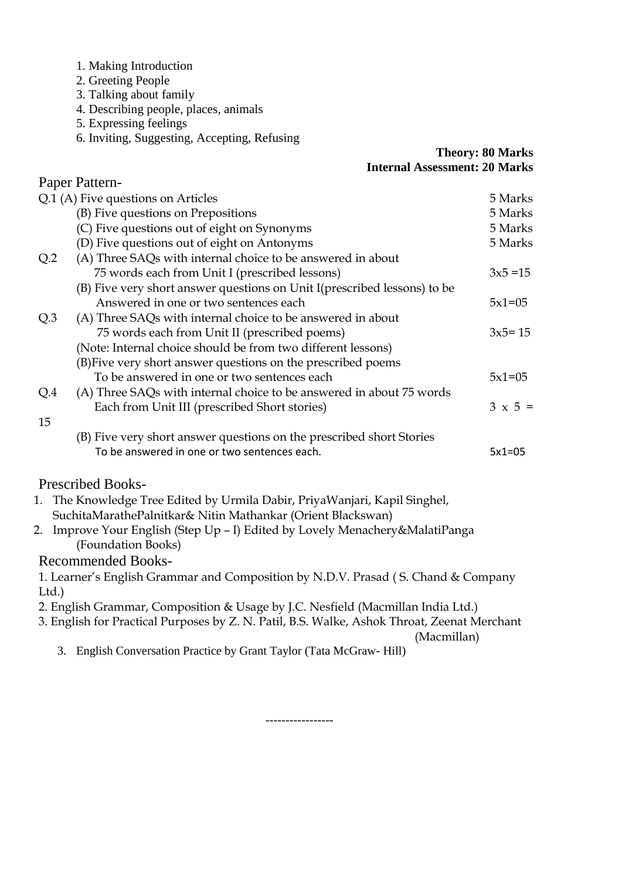1. Making Introduction
2. Greeting People
3. Talking about family
4. Describing people, places, animals
5. Expressing feelings
6. Inviting, Suggesting, Accepting, Refusing

**Theory: 80 Marks**
**Internal Assessment: 20 Marks**

Paper Pattern-

| | | |
|---|---|---|
| Q.1 | (A) Five questions on Articles | 5 Marks |
| | (B) Five questions on Prepositions | 5 Marks |
| | (C) Five questions out of eight on Synonyms | 5 Marks |
| | (D) Five questions out of eight on Antonyms | 5 Marks |
| Q.2 | (A) Three SAQs with internal choice to be answered in about 75 words each from Unit I (prescribed lessons) | 3x5 =15 |
| | (B) Five very short answer questions on Unit I(prescribed lessons) to be Answered in one or two sentences each | 5x1=05 |
| Q.3 | (A) Three SAQs with internal choice to be answered in about 75 words each from Unit II (prescribed poems) | 3x5= 15 |
| | (Note: Internal choice should be from two different lessons) | |
| | (B)Five very short answer questions on the prescribed poems To be answered in one or two sentences each | 5x1=05 |
| Q.4 | (A) Three SAQs with internal choice to be answered in about 75 words Each from Unit III (prescribed Short stories) | 3 x 5 = 15 |
| | (B) Five very short answer questions on the prescribed short Stories To be answered in one or two sentences each. | 5x1=05 |

Prescribed Books-

1. The Knowledge Tree Edited by Urmila Dabir, PriyaWanjari, Kapil Singhel, SuchitaMarathePalnitkar& Nitin Mathankar (Orient Blackswan)
2. Improve Your English (Step Up – I) Edited by Lovely Menachery&MalatiPanga (Foundation Books)

Recommended Books-

1. Learner's English Grammar and Composition by N.D.V. Prasad ( S. Chand & Company Ltd.)
2. English Grammar, Composition & Usage by J.C. Nesfield (Macmillan India Ltd.)
3. English for Practical Purposes by Z. N. Patil, B.S. Walke, Ashok Throat, Zeenat Merchant (Macmillan)
3. English Conversation Practice by Grant Taylor (Tata McGraw- Hill)

-----------------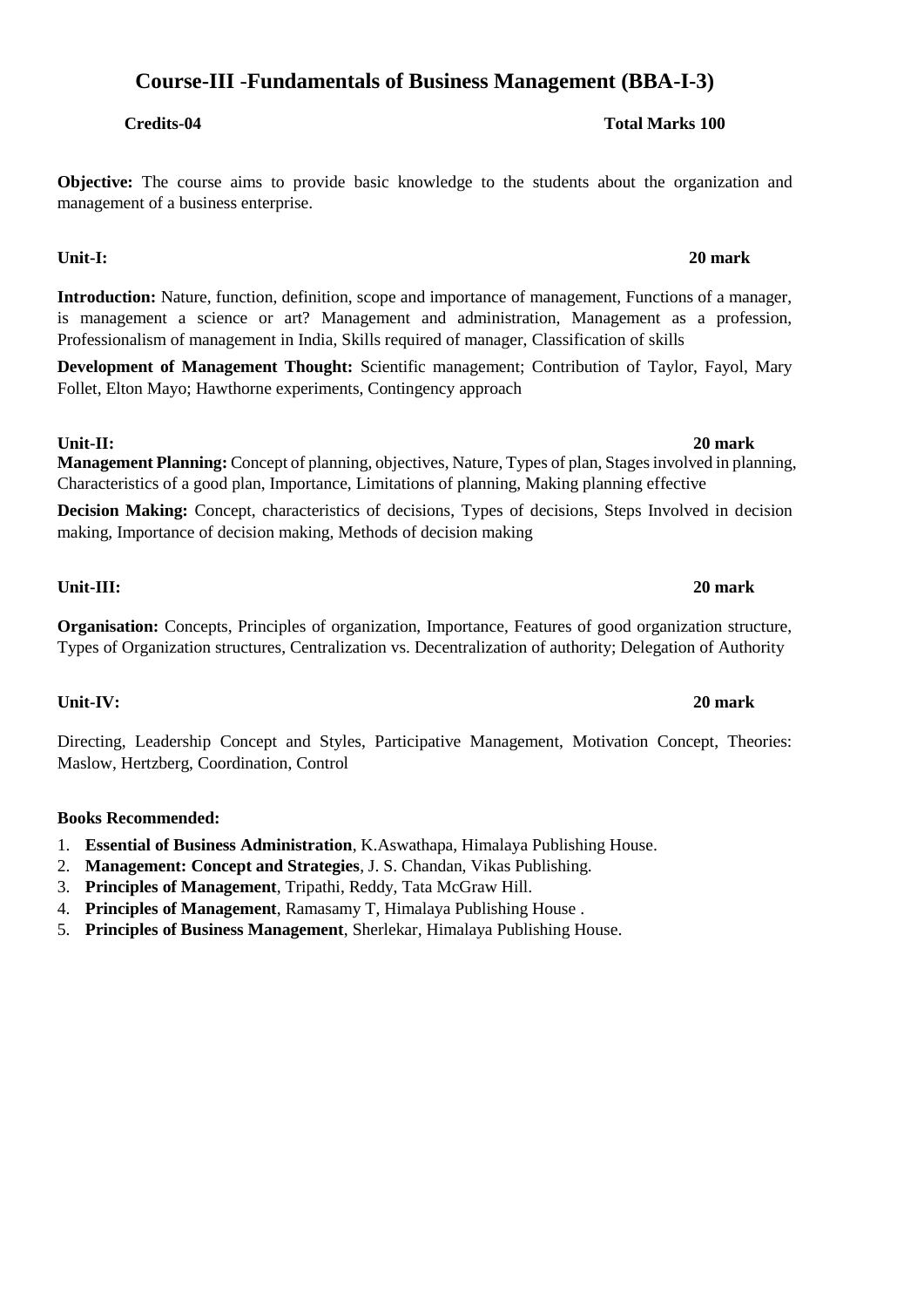# Course-III -Fundamentals of Business Management (BBA-I-3)

**Credits-04** **Total Marks 100**

**Objective:** The course aims to provide basic knowledge to the students about the organization and management of a business enterprise.

**Unit-I:** **20 mark**

**Introduction:** Nature, function, definition, scope and importance of management, Functions of a manager, is management a science or art? Management and administration, Management as a profession, Professionalism of management in India, Skills required of manager, Classification of skills

**Development of Management Thought:** Scientific management; Contribution of Taylor, Fayol, Mary Follet, Elton Mayo; Hawthorne experiments, Contingency approach

**Unit-II:** **20 mark**

**Management Planning:** Concept of planning, objectives, Nature, Types of plan, Stages involved in planning, Characteristics of a good plan, Importance, Limitations of planning, Making planning effective

**Decision Making:** Concept, characteristics of decisions, Types of decisions, Steps Involved in decision making, Importance of decision making, Methods of decision making

**Unit-III:** **20 mark**

**Organisation:** Concepts, Principles of organization, Importance, Features of good organization structure, Types of Organization structures, Centralization vs. Decentralization of authority; Delegation of Authority

**Unit-IV:** **20 mark**

Directing, Leadership Concept and Styles, Participative Management, Motivation Concept, Theories: Maslow, Hertzberg, Coordination, Control

**Books Recommended:**

1. **Essential of Business Administration**, K.Aswathapa, Himalaya Publishing House.
2. **Management: Concept and Strategies**, J. S. Chandan, Vikas Publishing.
3. **Principles of Management**, Tripathi, Reddy, Tata McGraw Hill.
4. **Principles of Management**, Ramasamy T, Himalaya Publishing House .
5. **Principles of Business Management**, Sherlekar, Himalaya Publishing House.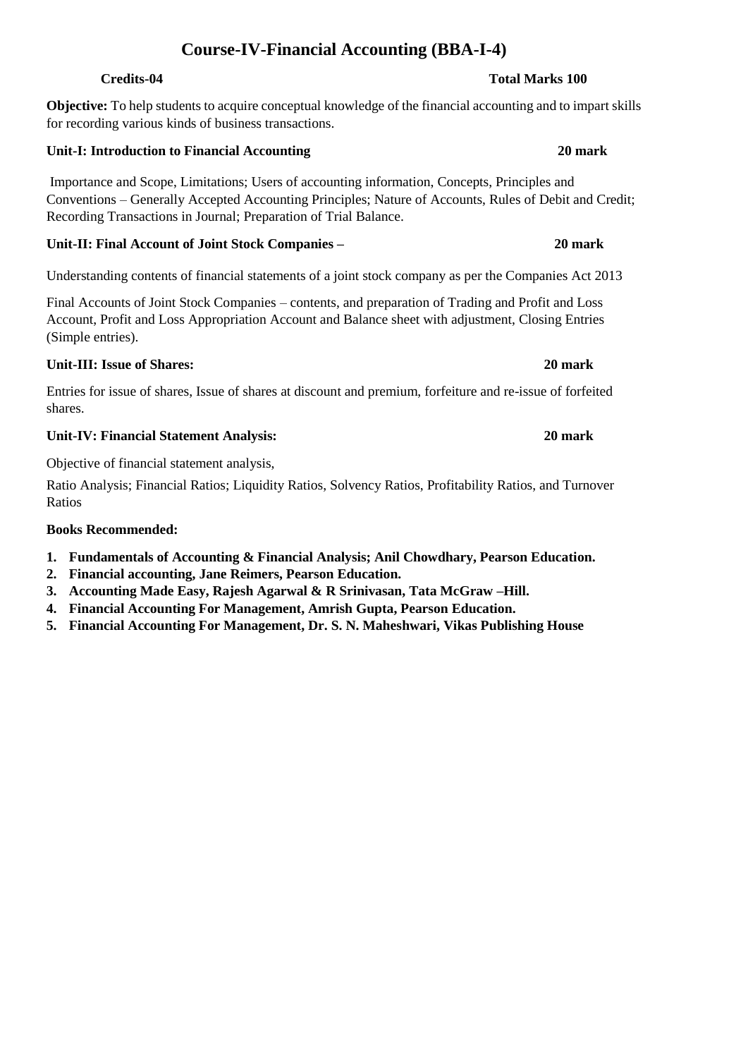# Course-IV-Financial Accounting (BBA-I-4)

**Credits-04** **Total Marks 100**

**Objective:** To help students to acquire conceptual knowledge of the financial accounting and to impart skills for recording various kinds of business transactions.

**Unit-I: Introduction to Financial Accounting** **20 mark**

Importance and Scope, Limitations; Users of accounting information, Concepts, Principles and Conventions – Generally Accepted Accounting Principles; Nature of Accounts, Rules of Debit and Credit; Recording Transactions in Journal; Preparation of Trial Balance.

**Unit-II: Final Account of Joint Stock Companies –** **20 mark**

Understanding contents of financial statements of a joint stock company as per the Companies Act 2013

Final Accounts of Joint Stock Companies – contents, and preparation of Trading and Profit and Loss Account, Profit and Loss Appropriation Account and Balance sheet with adjustment, Closing Entries (Simple entries).

**Unit-III: Issue of Shares:** **20 mark**

Entries for issue of shares, Issue of shares at discount and premium, forfeiture and re-issue of forfeited shares.

**Unit-IV: Financial Statement Analysis:** **20 mark**

Objective of financial statement analysis,

Ratio Analysis; Financial Ratios; Liquidity Ratios, Solvency Ratios, Profitability Ratios, and Turnover Ratios

**Books Recommended:**

1. **Fundamentals of Accounting & Financial Analysis; Anil Chowdhary, Pearson Education.**
2. **Financial accounting, Jane Reimers, Pearson Education.**
3. **Accounting Made Easy, Rajesh Agarwal & R Srinivasan, Tata McGraw –Hill.**
4. **Financial Accounting For Management, Amrish Gupta, Pearson Education.**
5. **Financial Accounting For Management, Dr. S. N. Maheshwari, Vikas Publishing House**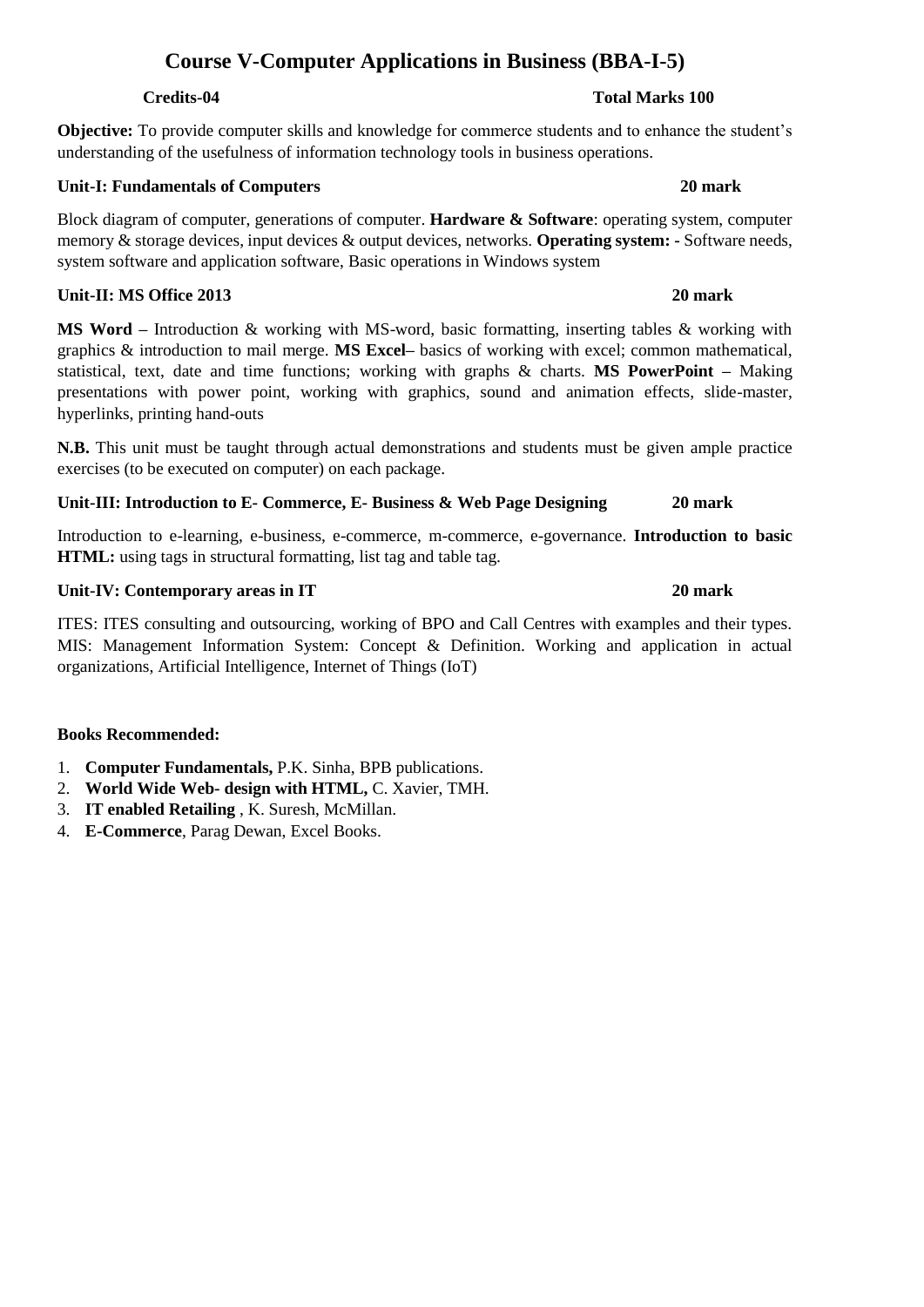# Course V-Computer Applications in Business (BBA-I-5)

**Credits-04** **Total Marks 100**

**Objective:** To provide computer skills and knowledge for commerce students and to enhance the student's understanding of the usefulness of information technology tools in business operations.

**Unit-I: Fundamentals of Computers** **20 mark**

Block diagram of computer, generations of computer. **Hardware & Software**: operating system, computer memory & storage devices, input devices & output devices, networks. **Operating system: -** Software needs, system software and application software, Basic operations in Windows system

**Unit-II: MS Office 2013** **20 mark**

**MS Word –** Introduction & working with MS-word, basic formatting, inserting tables & working with graphics & introduction to mail merge. **MS Excel–** basics of working with excel; common mathematical, statistical, text, date and time functions; working with graphs & charts. **MS PowerPoint –** Making presentations with power point, working with graphics, sound and animation effects, slide-master, hyperlinks, printing hand-outs

**N.B.** This unit must be taught through actual demonstrations and students must be given ample practice exercises (to be executed on computer) on each package.

**Unit-III: Introduction to E- Commerce, E- Business & Web Page Designing** **20 mark**

Introduction to e-learning, e-business, e-commerce, m-commerce, e-governance. **Introduction to basic HTML:** using tags in structural formatting, list tag and table tag.

**Unit-IV: Contemporary areas in IT** **20 mark**

ITES: ITES consulting and outsourcing, working of BPO and Call Centres with examples and their types. MIS: Management Information System: Concept & Definition. Working and application in actual organizations, Artificial Intelligence, Internet of Things (IoT)

**Books Recommended:**

1. **Computer Fundamentals,** P.K. Sinha, BPB publications.
2. **World Wide Web- design with HTML,** C. Xavier, TMH.
3. **IT enabled Retailing** , K. Suresh, McMillan.
4. **E-Commerce**, Parag Dewan, Excel Books.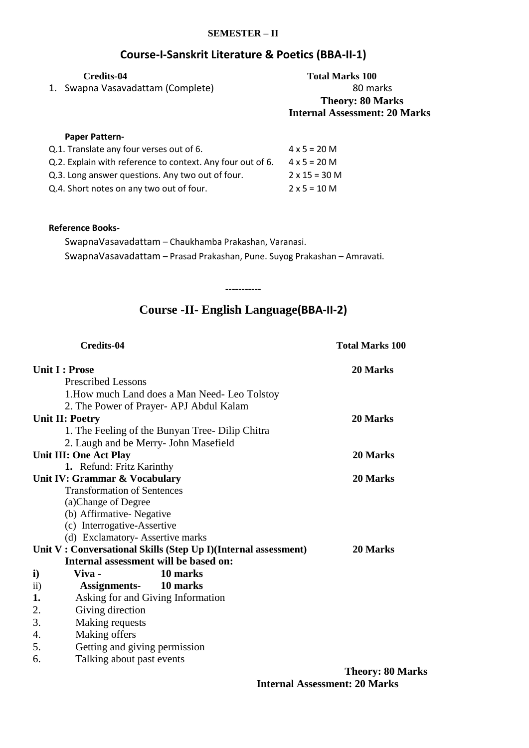**SEMESTER – II**

## Course-I-Sanskrit Literature & Poetics (BBA-II-1)

**Credits-04** **Total Marks 100**

1. Swapna Vasavadattam (Complete) 80 marks

**Theory: 80 Marks**
**Internal Assessment: 20 Marks**

**Paper Pattern-**

| | |
|---|---|
| Q.1. Translate any four verses out of 6. | 4 x 5 = 20 M |
| Q.2. Explain with reference to context. Any four out of 6. | 4 x 5 = 20 M |
| Q.3. Long answer questions. Any two out of four. | 2 x 15 = 30 M |
| Q.4. Short notes on any two out of four. | 2 x 5 = 10 M |

**Reference Books-**

SwapnaVasavadattam – Chaukhamba Prakashan, Varanasi.

SwapnaVasavadattam – Prasad Prakashan, Pune. Suyog Prakashan – Amravati.

-----------

## Course -II- English Language(BBA-II-2)

**Credits-04** **Total Marks 100**

**Unit I : Prose** **20 Marks**

Prescribed Lessons

1.How much Land does a Man Need- Leo Tolstoy

2. The Power of Prayer- APJ Abdul Kalam

**Unit II: Poetry** **20 Marks**

1. The Feeling of the Bunyan Tree- Dilip Chitra

2. Laugh and be Merry- John Masefield

**Unit III: One Act Play** **20 Marks**

**1.** Refund: Fritz Karinthy

**Unit IV: Grammar & Vocabulary** **20 Marks**

Transformation of Sentences

(a)Change of Degree

(b) Affirmative- Negative

(c) Interrogative-Assertive

(d) Exclamatory- Assertive marks

**Unit V : Conversational Skills (Step Up I)(Internal assessment)** **20 Marks**

**Internal assessment will be based on:**

**i)** **Viva -** **10 marks**

ii) **Assignments-** **10 marks**

**1.** Asking for and Giving Information

2. Giving direction

3. Making requests

4. Making offers

5. Getting and giving permission

6. Talking about past events

**Theory: 80 Marks**
**Internal Assessment: 20 Marks**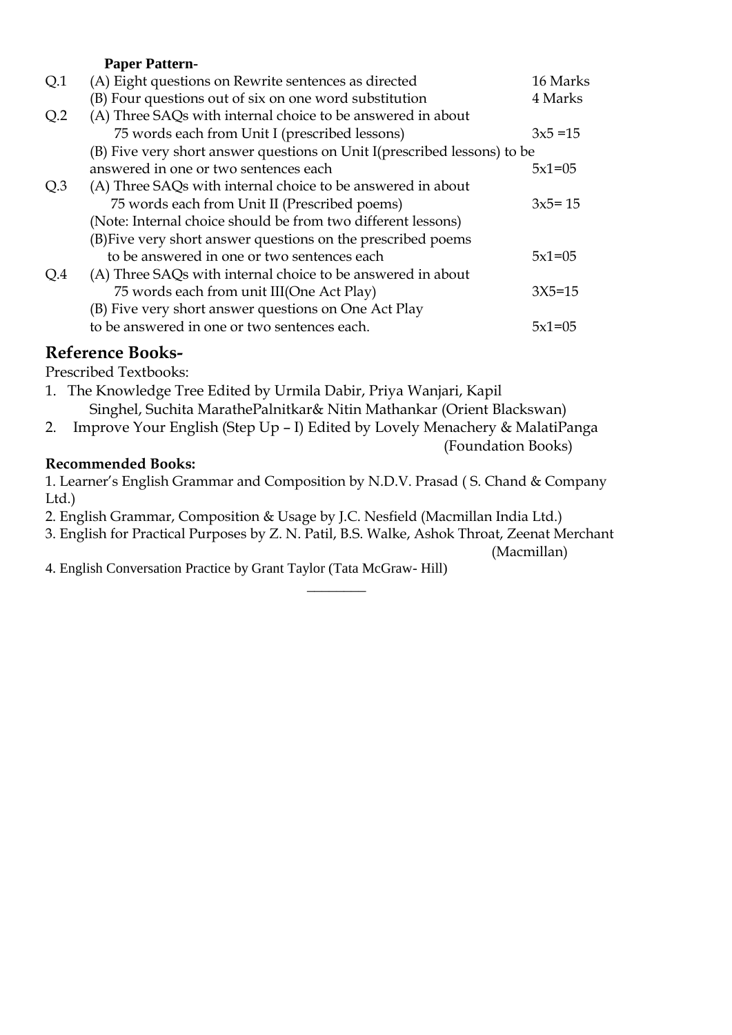**Paper Pattern-**

| | | |
|---|---|---|
| Q.1 | (A) Eight questions on Rewrite sentences as directed | 16 Marks |
| | (B) Four questions out of six on one word substitution | 4 Marks |
| Q.2 | (A) Three SAQs with internal choice to be answered in about 75 words each from Unit I (prescribed lessons) | 3x5 =15 |
| | (B) Five very short answer questions on Unit I(prescribed lessons) to be answered in one or two sentences each | 5x1=05 |
| Q.3 | (A) Three SAQs with internal choice to be answered in about 75 words each from Unit II (Prescribed poems) | 3x5= 15 |
| | (Note: Internal choice should be from two different lessons) | |
| | (B)Five very short answer questions on the prescribed poems to be answered in one or two sentences each | 5x1=05 |
| Q.4 | (A) Three SAQs with internal choice to be answered in about 75 words each from unit III(One Act Play) | 3X5=15 |
| | (B) Five very short answer questions on One Act Play to be answered in one or two sentences each. | 5x1=05 |

## Reference Books-

Prescribed Textbooks:

1. The Knowledge Tree Edited by Urmila Dabir, Priya Wanjari, Kapil Singhel, Suchita MarathePalnitkar& Nitin Mathankar (Orient Blackswan)
2. Improve Your English (Step Up – I) Edited by Lovely Menachery & MalatiPanga (Foundation Books)

**Recommended Books:**

1. Learner's English Grammar and Composition by N.D.V. Prasad ( S. Chand & Company Ltd.)
2. English Grammar, Composition & Usage by J.C. Nesfield (Macmillan India Ltd.)
3. English for Practical Purposes by Z. N. Patil, B.S. Walke, Ashok Throat, Zeenat Merchant (Macmillan)
4. English Conversation Practice by Grant Taylor (Tata McGraw- Hill)

________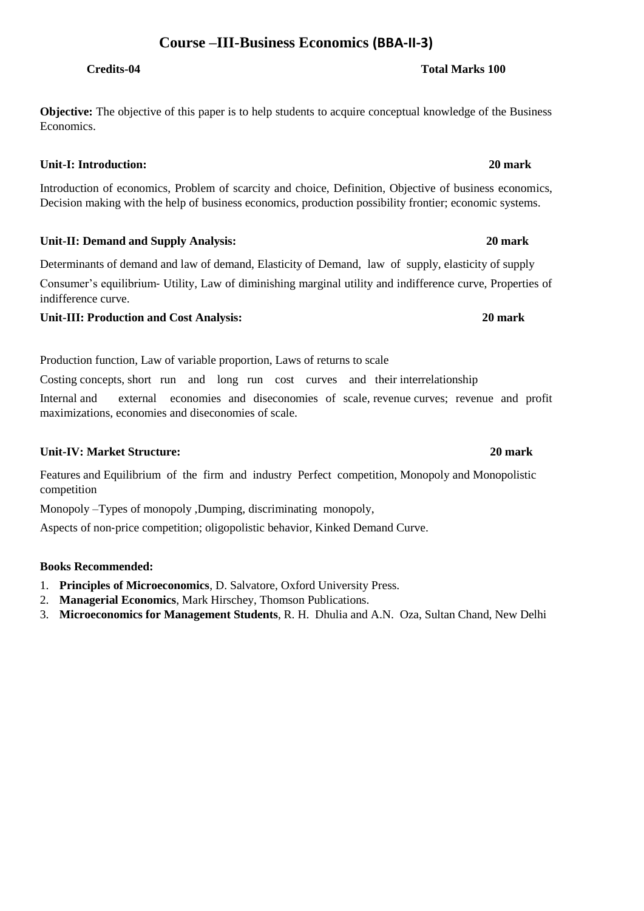# Course –III-Business Economics (BBA-II-3)

**Credits-04** **Total Marks 100**

**Objective:** The objective of this paper is to help students to acquire conceptual knowledge of the Business Economics.

**Unit-I: Introduction:** **20 mark**

Introduction of economics, Problem of scarcity and choice, Definition, Objective of business economics, Decision making with the help of business economics, production possibility frontier; economic systems.

**Unit-II: Demand and Supply Analysis:** **20 mark**

Determinants of demand and law of demand, Elasticity of Demand, law of supply, elasticity of supply

Consumer's equilibrium- Utility, Law of diminishing marginal utility and indifference curve, Properties of indifference curve.

**Unit-III: Production and Cost Analysis:** **20 mark**

Production function, Law of variable proportion, Laws of returns to scale

Costing concepts, short run and long run cost curves and their interrelationship

Internal and external economies and diseconomies of scale, revenue curves; revenue and profit maximizations, economies and diseconomies of scale.

**Unit-IV: Market Structure:** **20 mark**

Features and Equilibrium of the firm and industry Perfect competition, Monopoly and Monopolistic competition

Monopoly –Types of monopoly ,Dumping, discriminating monopoly,

Aspects of non-price competition; oligopolistic behavior, Kinked Demand Curve.

**Books Recommended:**

1. **Principles of Microeconomics**, D. Salvatore, Oxford University Press.
2. **Managerial Economics**, Mark Hirschey, Thomson Publications.
3. **Microeconomics for Management Students**, R. H. Dhulia and A.N. Oza, Sultan Chand, New Delhi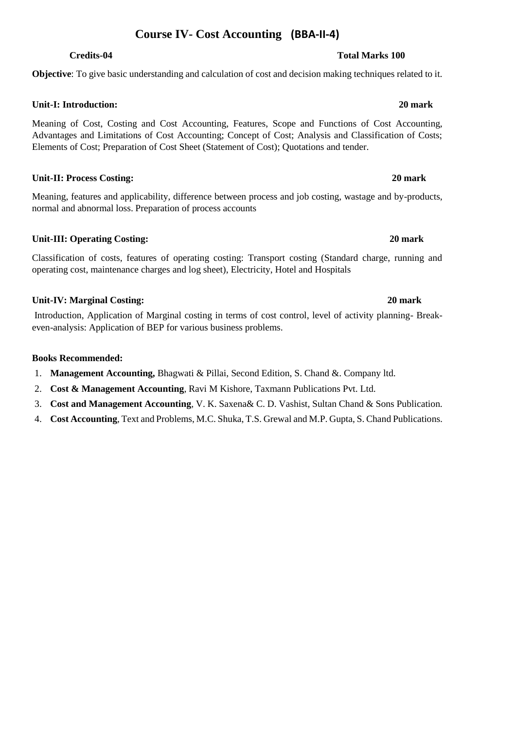# Course IV- Cost Accounting (BBA-II-4)

**Credits-04** **Total Marks 100**

**Objective**: To give basic understanding and calculation of cost and decision making techniques related to it.

**Unit-I: Introduction:** **20 mark**

Meaning of Cost, Costing and Cost Accounting, Features, Scope and Functions of Cost Accounting, Advantages and Limitations of Cost Accounting; Concept of Cost; Analysis and Classification of Costs; Elements of Cost; Preparation of Cost Sheet (Statement of Cost); Quotations and tender.

**Unit-II: Process Costing:** **20 mark**

Meaning, features and applicability, difference between process and job costing, wastage and by-products, normal and abnormal loss. Preparation of process accounts

**Unit-III: Operating Costing:** **20 mark**

Classification of costs, features of operating costing: Transport costing (Standard charge, running and operating cost, maintenance charges and log sheet), Electricity, Hotel and Hospitals

**Unit-IV: Marginal Costing:** **20 mark**

Introduction, Application of Marginal costing in terms of cost control, level of activity planning- Break-even-analysis: Application of BEP for various business problems.

**Books Recommended:**

1. **Management Accounting,** Bhagwati & Pillai, Second Edition, S. Chand &. Company ltd.
2. **Cost & Management Accounting**, Ravi M Kishore, Taxmann Publications Pvt. Ltd.
3. **Cost and Management Accounting**, V. K. Saxena& C. D. Vashist, Sultan Chand & Sons Publication.
4. **Cost Accounting**, Text and Problems, M.C. Shuka, T.S. Grewal and M.P. Gupta, S. Chand Publications.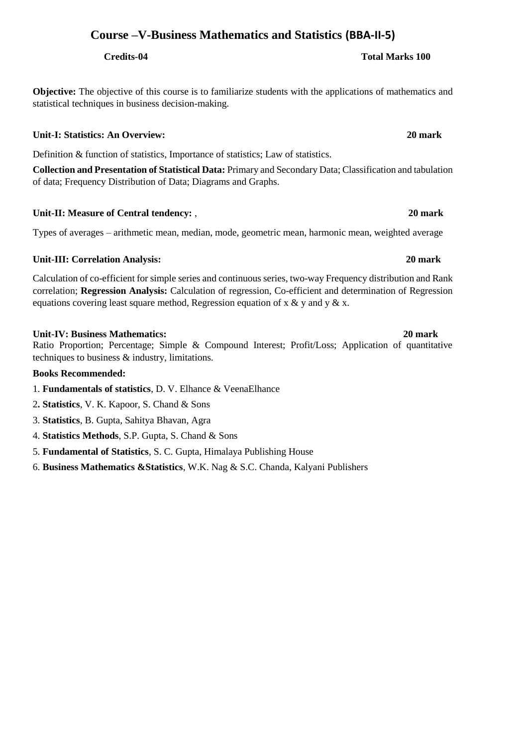# Course –V-Business Mathematics and Statistics (BBA-II-5)

**Credits-04** **Total Marks 100**

**Objective:** The objective of this course is to familiarize students with the applications of mathematics and statistical techniques in business decision-making.

**Unit-I: Statistics: An Overview:** **20 mark**

Definition & function of statistics, Importance of statistics; Law of statistics.

**Collection and Presentation of Statistical Data:** Primary and Secondary Data; Classification and tabulation of data; Frequency Distribution of Data; Diagrams and Graphs.

**Unit-II: Measure of Central tendency:** , **20 mark**

Types of averages – arithmetic mean, median, mode, geometric mean, harmonic mean, weighted average

**Unit-III: Correlation Analysis:** **20 mark**

Calculation of co-efficient for simple series and continuous series, two-way Frequency distribution and Rank correlation; **Regression Analysis:** Calculation of regression, Co-efficient and determination of Regression equations covering least square method, Regression equation of x & y and y & x.

**Unit-IV: Business Mathematics:** **20 mark**

Ratio Proportion; Percentage; Simple & Compound Interest; Profit/Loss; Application of quantitative techniques to business & industry, limitations.

**Books Recommended:**

1. **Fundamentals of statistics**, D. V. Elhance & VeenaElhance
2. **Statistics**, V. K. Kapoor, S. Chand & Sons
3. **Statistics**, B. Gupta, Sahitya Bhavan, Agra
4. **Statistics Methods**, S.P. Gupta, S. Chand & Sons
5. **Fundamental of Statistics**, S. C. Gupta, Himalaya Publishing House
6. **Business Mathematics &Statistics**, W.K. Nag & S.C. Chanda, Kalyani Publishers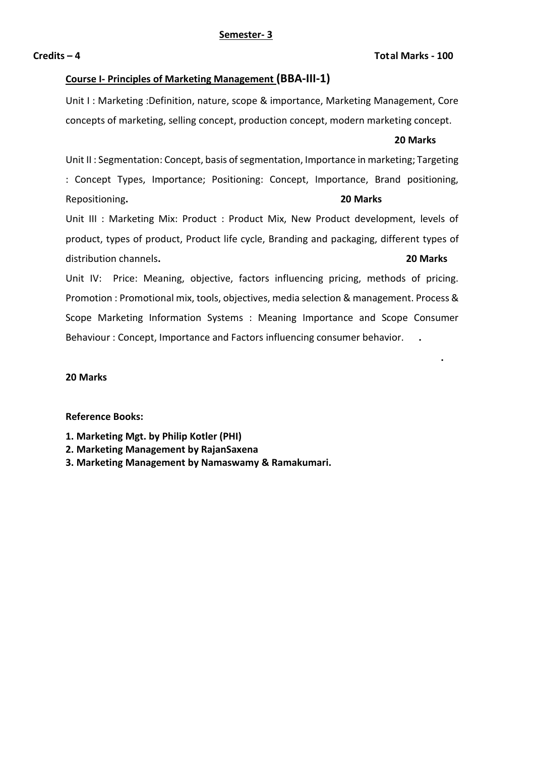**Semester- 3**

**Credits – 4** **Total Marks - 100**

## Course I- Principles of Marketing Management (BBA-III-1)

Unit I : Marketing :Definition, nature, scope & importance, Marketing Management, Core concepts of marketing, selling concept, production concept, modern marketing concept.

**20 Marks**

Unit II : Segmentation: Concept, basis of segmentation, Importance in marketing; Targeting : Concept Types, Importance; Positioning: Concept, Importance, Brand positioning, Repositioning**.** **20 Marks**

Unit III : Marketing Mix: Product : Product Mix, New Product development, levels of product, types of product, Product life cycle, Branding and packaging, different types of distribution channels**.** **20 Marks**

Unit IV: Price: Meaning, objective, factors influencing pricing, methods of pricing. Promotion : Promotional mix, tools, objectives, media selection & management. Process & Scope Marketing Information Systems : Meaning Importance and Scope Consumer Behaviour : Concept, Importance and Factors influencing consumer behavior. **.**

**.**

**20 Marks**

**Reference Books:**

1. **Marketing Mgt. by Philip Kotler (PHI)**
2. **Marketing Management by RajanSaxena**
3. **Marketing Management by Namaswamy & Ramakumari.**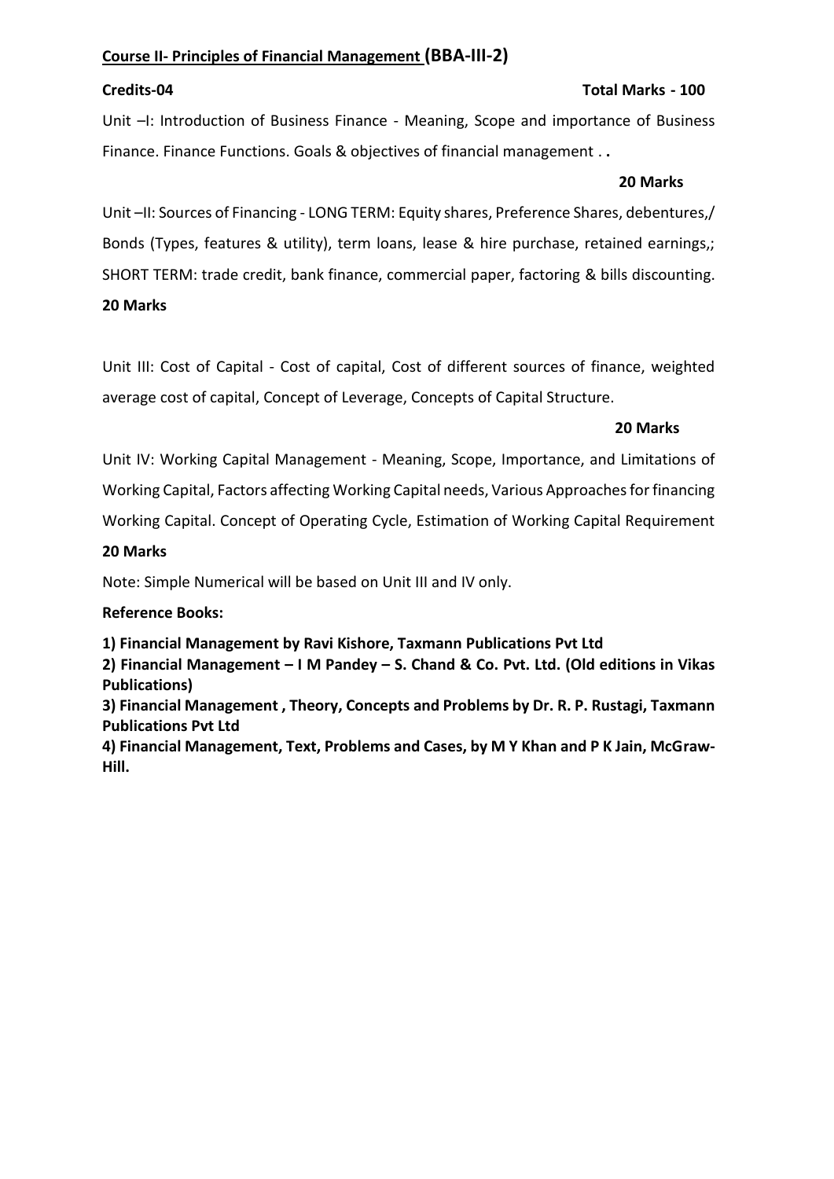## Course II- Principles of Financial Management (BBA-III-2)

**Credits-04** **Total Marks - 100**

Unit –I: Introduction of Business Finance - Meaning, Scope and importance of Business Finance. Finance Functions. Goals & objectives of financial management . **.**

**20 Marks**

Unit –II: Sources of Financing - LONG TERM: Equity shares, Preference Shares, debentures,/ Bonds (Types, features & utility), term loans, lease & hire purchase, retained earnings,; SHORT TERM: trade credit, bank finance, commercial paper, factoring & bills discounting.

**20 Marks**

Unit III: Cost of Capital - Cost of capital, Cost of different sources of finance, weighted average cost of capital, Concept of Leverage, Concepts of Capital Structure.

**20 Marks**

Unit IV: Working Capital Management - Meaning, Scope, Importance, and Limitations of Working Capital, Factors affecting Working Capital needs, Various Approaches for financing Working Capital. Concept of Operating Cycle, Estimation of Working Capital Requirement

**20 Marks**

Note: Simple Numerical will be based on Unit III and IV only.

**Reference Books:**

**1) Financial Management by Ravi Kishore, Taxmann Publications Pvt Ltd**
**2) Financial Management – I M Pandey – S. Chand & Co. Pvt. Ltd. (Old editions in Vikas Publications)**
**3) Financial Management , Theory, Concepts and Problems by Dr. R. P. Rustagi, Taxmann Publications Pvt Ltd**
**4) Financial Management, Text, Problems and Cases, by M Y Khan and P K Jain, McGraw-Hill.**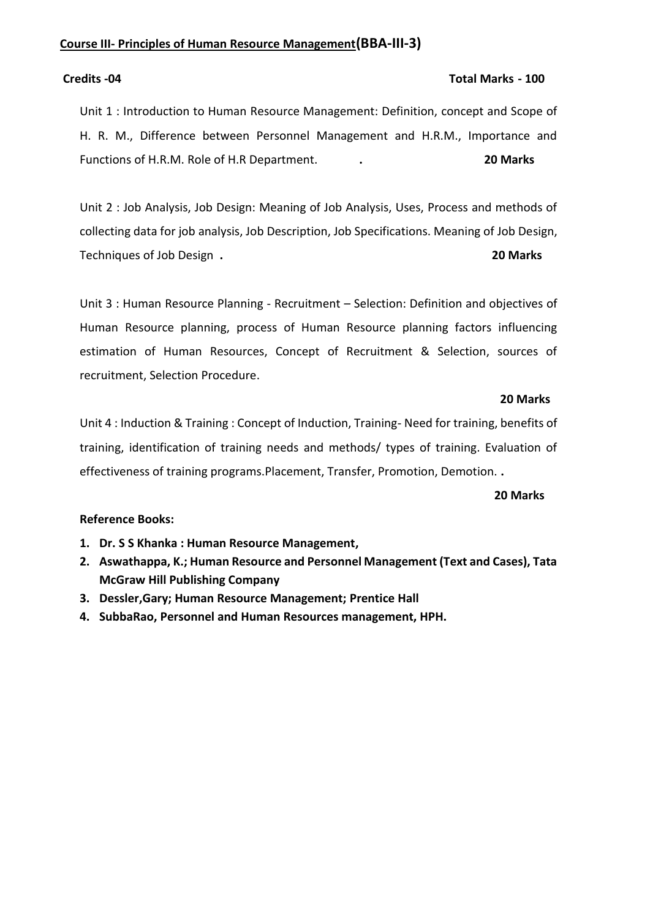**Course III- Principles of Human Resource Management(BBA-III-3)**

**Credits -04** **Total Marks - 100**

Unit 1 : Introduction to Human Resource Management: Definition, concept and Scope of H. R. M., Difference between Personnel Management and H.R.M., Importance and Functions of H.R.M. Role of H.R Department. . **20 Marks**

Unit 2 : Job Analysis, Job Design: Meaning of Job Analysis, Uses, Process and methods of collecting data for job analysis, Job Description, Job Specifications. Meaning of Job Design, Techniques of Job Design . **20 Marks**

Unit 3 : Human Resource Planning - Recruitment – Selection: Definition and objectives of Human Resource planning, process of Human Resource planning factors influencing estimation of Human Resources, Concept of Recruitment & Selection, sources of recruitment, Selection Procedure.

**20 Marks**

Unit 4 : Induction & Training : Concept of Induction, Training- Need for training, benefits of training, identification of training needs and methods/ types of training. Evaluation of effectiveness of training programs.Placement, Transfer, Promotion, Demotion. .

**20 Marks**

**Reference Books:**

1. **Dr. S S Khanka : Human Resource Management,**
2. **Aswathappa, K.; Human Resource and Personnel Management (Text and Cases), Tata McGraw Hill Publishing Company**
3. **Dessler,Gary; Human Resource Management; Prentice Hall**
4. **SubbaRao, Personnel and Human Resources management, HPH.**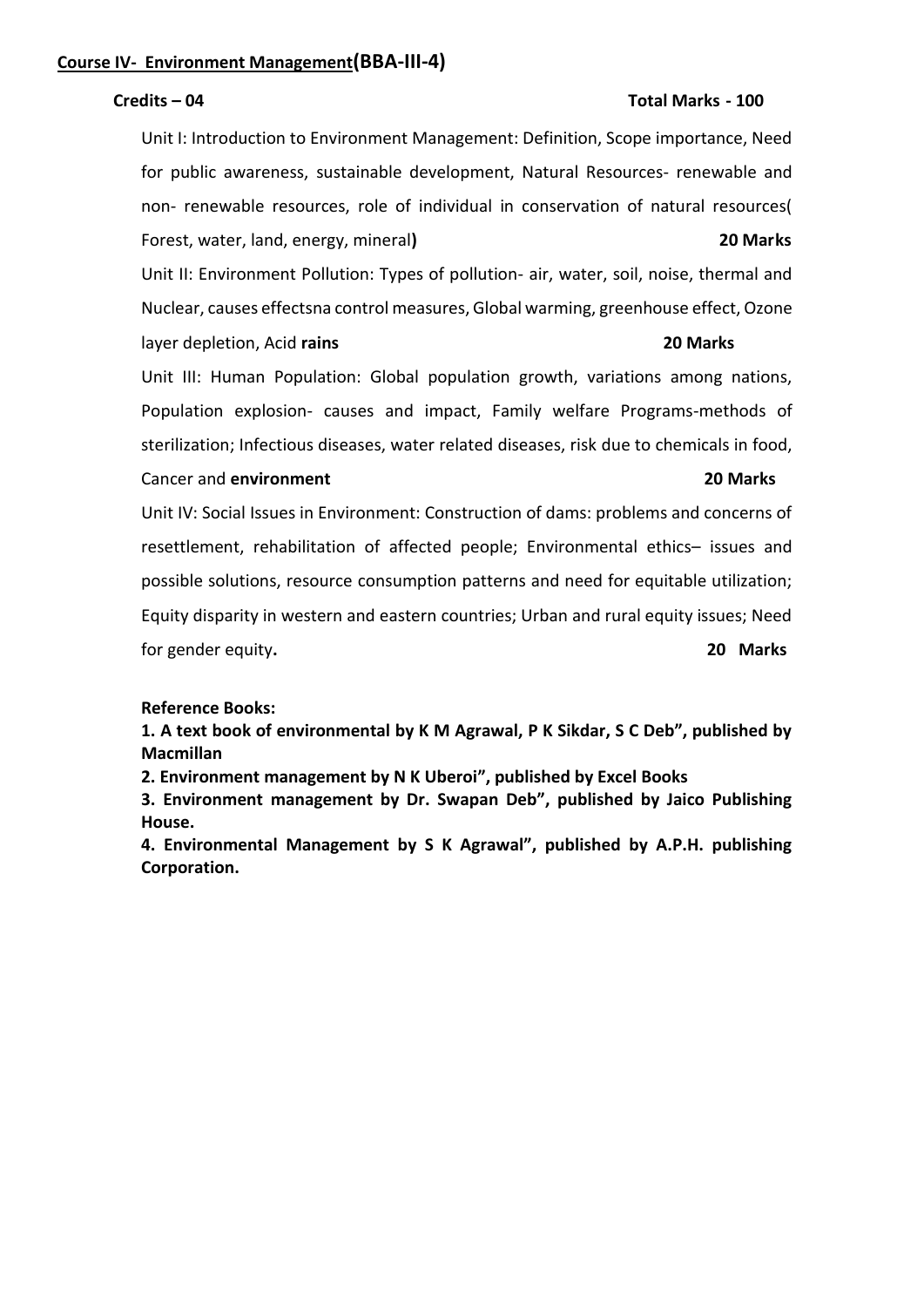**Course IV- Environment Management(BBA-III-4)**

**Credits – 04** **Total Marks - 100**

Unit I: Introduction to Environment Management: Definition, Scope importance, Need for public awareness, sustainable development, Natural Resources- renewable and non- renewable resources, role of individual in conservation of natural resources( Forest, water, land, energy, mineral**)** **20 Marks**

Unit II: Environment Pollution: Types of pollution- air, water, soil, noise, thermal and Nuclear, causes effectsna control measures, Global warming, greenhouse effect, Ozone layer depletion, Acid **rains** **20 Marks**

Unit III: Human Population: Global population growth, variations among nations, Population explosion- causes and impact, Family welfare Programs-methods of sterilization; Infectious diseases, water related diseases, risk due to chemicals in food, Cancer and **environment** **20 Marks**

Unit IV: Social Issues in Environment: Construction of dams: problems and concerns of resettlement, rehabilitation of affected people; Environmental ethics– issues and possible solutions, resource consumption patterns and need for equitable utilization; Equity disparity in western and eastern countries; Urban and rural equity issues; Need for gender equity**.** **20 Marks**

**Reference Books:**

**1. A text book of environmental by K M Agrawal, P K Sikdar, S C Deb", published by Macmillan**

**2. Environment management by N K Uberoi", published by Excel Books**

**3. Environment management by Dr. Swapan Deb", published by Jaico Publishing House.**

**4. Environmental Management by S K Agrawal", published by A.P.H. publishing Corporation.**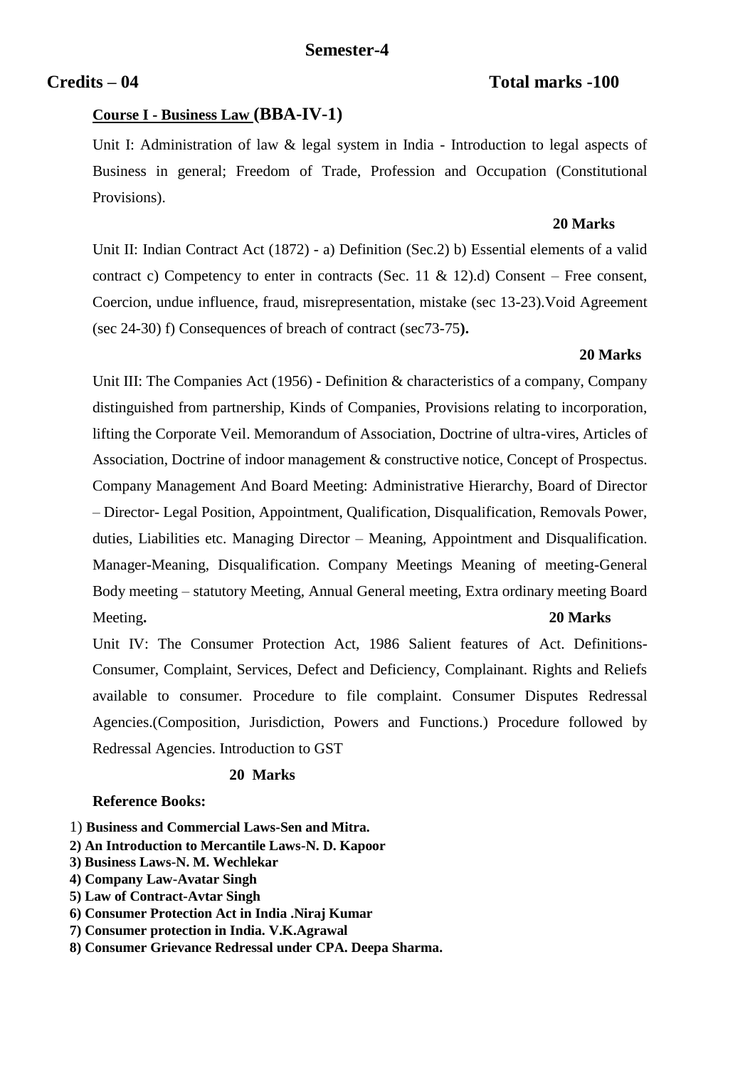## Semester-4

**Credits – 04** **Total marks -100**

**<u>Course I - Business Law</u> (BBA-IV-1)**

Unit I: Administration of law & legal system in India - Introduction to legal aspects of Business in general; Freedom of Trade, Profession and Occupation (Constitutional Provisions).

**20 Marks**

Unit II: Indian Contract Act (1872) - a) Definition (Sec.2) b) Essential elements of a valid contract c) Competency to enter in contracts (Sec. 11 & 12).d) Consent – Free consent, Coercion, undue influence, fraud, misrepresentation, mistake (sec 13-23).Void Agreement (sec 24-30) f) Consequences of breach of contract (sec73-75**).**

**20 Marks**

Unit III: The Companies Act (1956) - Definition & characteristics of a company, Company distinguished from partnership, Kinds of Companies, Provisions relating to incorporation, lifting the Corporate Veil. Memorandum of Association, Doctrine of ultra-vires, Articles of Association, Doctrine of indoor management & constructive notice, Concept of Prospectus. Company Management And Board Meeting: Administrative Hierarchy, Board of Director – Director- Legal Position, Appointment, Qualification, Disqualification, Removals Power, duties, Liabilities etc. Managing Director – Meaning, Appointment and Disqualification. Manager-Meaning, Disqualification. Company Meetings Meaning of meeting-General Body meeting – statutory Meeting, Annual General meeting, Extra ordinary meeting Board Meeting**.** **20 Marks**

Unit IV: The Consumer Protection Act, 1986 Salient features of Act. Definitions-Consumer, Complaint, Services, Defect and Deficiency, Complainant. Rights and Reliefs available to consumer. Procedure to file complaint. Consumer Disputes Redressal Agencies.(Composition, Jurisdiction, Powers and Functions.) Procedure followed by Redressal Agencies. Introduction to GST

**20 Marks**

**Reference Books:**

1) **Business and Commercial Laws-Sen and Mitra.**
2) **An Introduction to Mercantile Laws-N. D. Kapoor**
3) **Business Laws-N. M. Wechlekar**
4) **Company Law-Avatar Singh**
5) **Law of Contract-Avtar Singh**
6) **Consumer Protection Act in India .Niraj Kumar**
7) **Consumer protection in India. V.K.Agrawal**
8) **Consumer Grievance Redressal under CPA. Deepa Sharma.**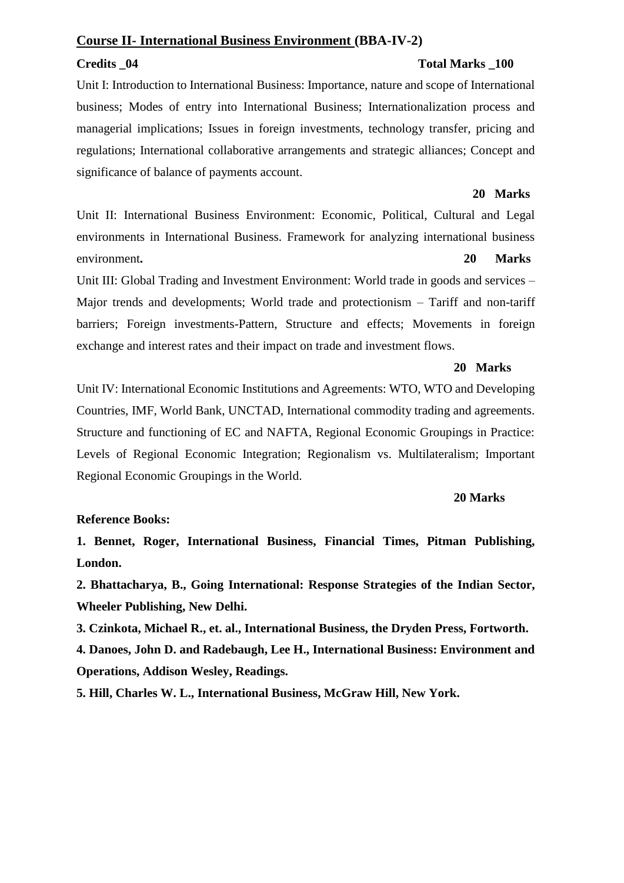## Course II- International Business Environment (BBA-IV-2)

**Credits _04** **Total Marks _100**

Unit I: Introduction to International Business: Importance, nature and scope of International business; Modes of entry into International Business; Internationalization process and managerial implications; Issues in foreign investments, technology transfer, pricing and regulations; International collaborative arrangements and strategic alliances; Concept and significance of balance of payments account.

**20 Marks**

Unit II: International Business Environment: Economic, Political, Cultural and Legal environments in International Business. Framework for analyzing international business environment**.** **20 Marks**

Unit III: Global Trading and Investment Environment: World trade in goods and services – Major trends and developments; World trade and protectionism – Tariff and non-tariff barriers; Foreign investments-Pattern, Structure and effects; Movements in foreign exchange and interest rates and their impact on trade and investment flows.

**20 Marks**

Unit IV: International Economic Institutions and Agreements: WTO, WTO and Developing Countries, IMF, World Bank, UNCTAD, International commodity trading and agreements. Structure and functioning of EC and NAFTA, Regional Economic Groupings in Practice: Levels of Regional Economic Integration; Regionalism vs. Multilateralism; Important Regional Economic Groupings in the World.

**20 Marks**

**Reference Books:**

**1. Bennet, Roger, International Business, Financial Times, Pitman Publishing, London.**

**2. Bhattacharya, B., Going International: Response Strategies of the Indian Sector, Wheeler Publishing, New Delhi.**

**3. Czinkota, Michael R., et. al., International Business, the Dryden Press, Fortworth.**

**4. Danoes, John D. and Radebaugh, Lee H., International Business: Environment and Operations, Addison Wesley, Readings.**

**5. Hill, Charles W. L., International Business, McGraw Hill, New York.**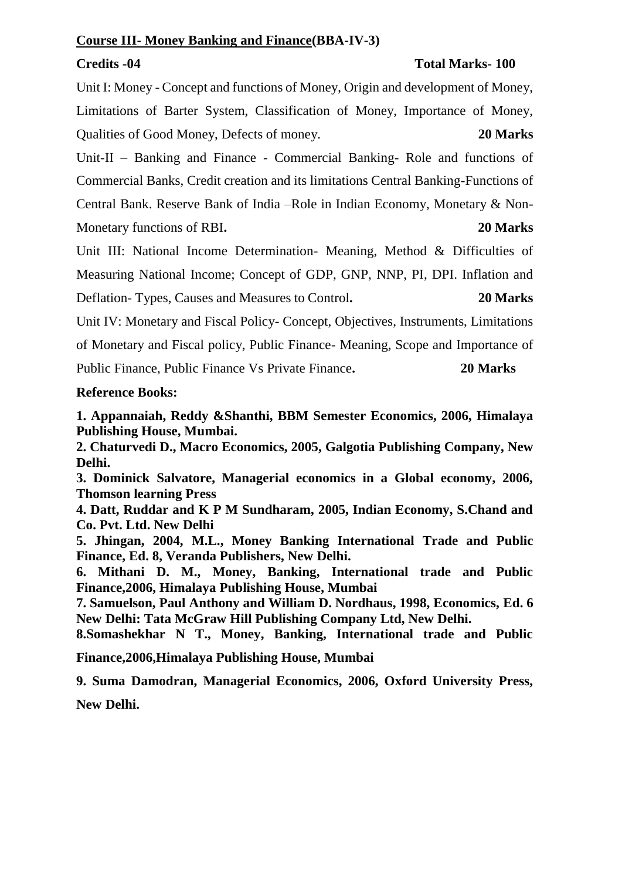**Course III- Money Banking and Finance(BBA-IV-3)**

**Credits -04** **Total Marks- 100**

Unit I: Money - Concept and functions of Money, Origin and development of Money, Limitations of Barter System, Classification of Money, Importance of Money, Qualities of Good Money, Defects of money. **20 Marks**

Unit-II – Banking and Finance - Commercial Banking- Role and functions of Commercial Banks, Credit creation and its limitations Central Banking-Functions of Central Bank. Reserve Bank of India –Role in Indian Economy, Monetary & Non-Monetary functions of RBI**.** **20 Marks**

Unit III: National Income Determination- Meaning, Method & Difficulties of Measuring National Income; Concept of GDP, GNP, NNP, PI, DPI. Inflation and Deflation- Types, Causes and Measures to Control**.** **20 Marks**

Unit IV: Monetary and Fiscal Policy- Concept, Objectives, Instruments, Limitations of Monetary and Fiscal policy, Public Finance- Meaning, Scope and Importance of Public Finance, Public Finance Vs Private Finance**.** **20 Marks**

**Reference Books:**

**1. Appannaiah, Reddy &Shanthi, BBM Semester Economics, 2006, Himalaya Publishing House, Mumbai.**

**2. Chaturvedi D., Macro Economics, 2005, Galgotia Publishing Company, New Delhi.**

**3. Dominick Salvatore, Managerial economics in a Global economy, 2006, Thomson learning Press**

**4. Datt, Ruddar and K P M Sundharam, 2005, Indian Economy, S.Chand and Co. Pvt. Ltd. New Delhi**

**5. Jhingan, 2004, M.L., Money Banking International Trade and Public Finance, Ed. 8, Veranda Publishers, New Delhi.**

**6. Mithani D. M., Money, Banking, International trade and Public Finance,2006, Himalaya Publishing House, Mumbai**

**7. Samuelson, Paul Anthony and William D. Nordhaus, 1998, Economics, Ed. 6 New Delhi: Tata McGraw Hill Publishing Company Ltd, New Delhi.**

**8.Somashekhar N T., Money, Banking, International trade and Public Finance,2006,Himalaya Publishing House, Mumbai**

**9. Suma Damodran, Managerial Economics, 2006, Oxford University Press, New Delhi.**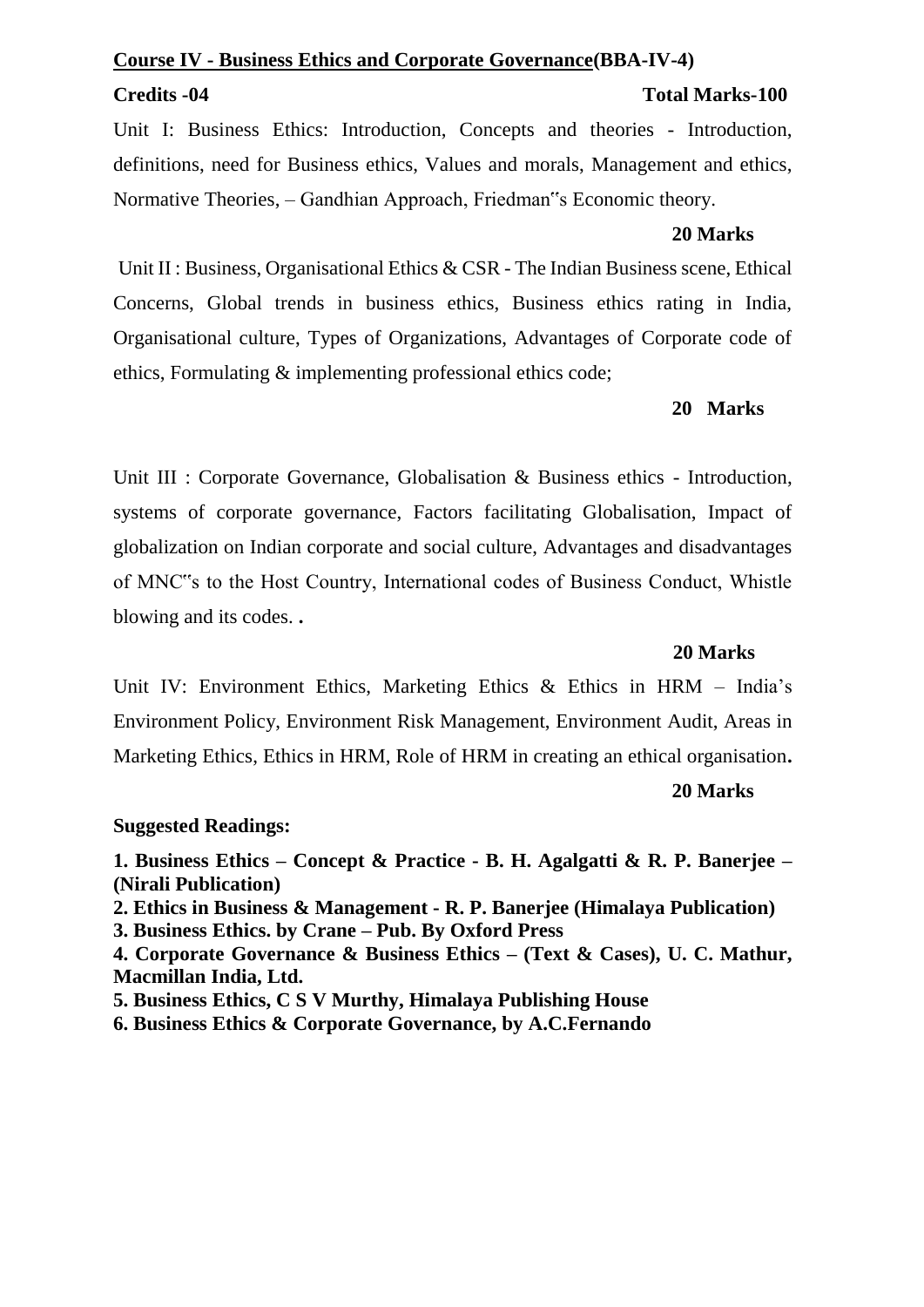**<u>Course IV - Business Ethics and Corporate Governance</u>(BBA-IV-4)**

**Credits -04** **Total Marks-100**

Unit I: Business Ethics: Introduction, Concepts and theories - Introduction, definitions, need for Business ethics, Values and morals, Management and ethics, Normative Theories, – Gandhian Approach, Friedman"s Economic theory.

**20 Marks**

Unit II : Business, Organisational Ethics & CSR - The Indian Business scene, Ethical Concerns, Global trends in business ethics, Business ethics rating in India, Organisational culture, Types of Organizations, Advantages of Corporate code of ethics, Formulating & implementing professional ethics code;

**20 Marks**

Unit III : Corporate Governance, Globalisation & Business ethics - Introduction, systems of corporate governance, Factors facilitating Globalisation, Impact of globalization on Indian corporate and social culture, Advantages and disadvantages of MNC"s to the Host Country, International codes of Business Conduct, Whistle blowing and its codes. **.**

**20 Marks**

Unit IV: Environment Ethics, Marketing Ethics & Ethics in HRM – India's Environment Policy, Environment Risk Management, Environment Audit, Areas in Marketing Ethics, Ethics in HRM, Role of HRM in creating an ethical organisation**.**

**20 Marks**

**Suggested Readings:**

**1. Business Ethics – Concept & Practice - B. H. Agalgatti & R. P. Banerjee – (Nirali Publication)**
**2. Ethics in Business & Management - R. P. Banerjee (Himalaya Publication)**
**3. Business Ethics. by Crane – Pub. By Oxford Press**
**4. Corporate Governance & Business Ethics – (Text & Cases), U. C. Mathur, Macmillan India, Ltd.**
**5. Business Ethics, C S V Murthy, Himalaya Publishing House**
**6. Business Ethics & Corporate Governance, by A.C.Fernando**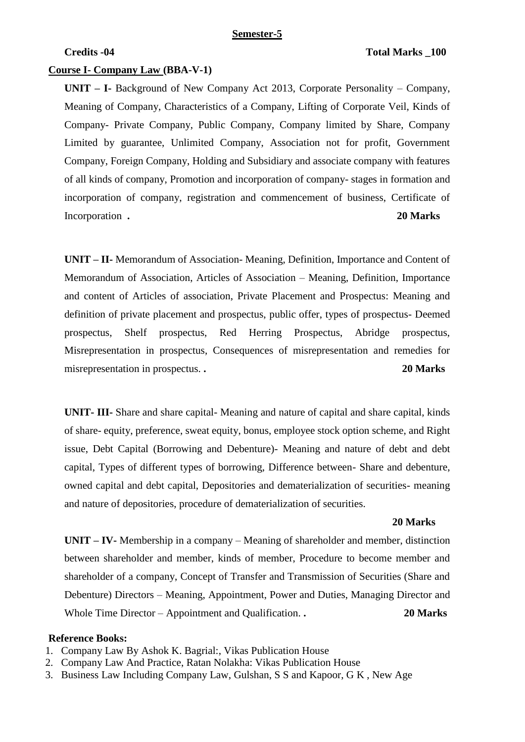**<u>Semester-5</u>**

**Credits -04** **Total Marks _100**

**<u>Course I- Company Law</u> (BBA-V-1)**

**UNIT – I-** Background of New Company Act 2013, Corporate Personality – Company, Meaning of Company, Characteristics of a Company, Lifting of Corporate Veil, Kinds of Company- Private Company, Public Company, Company limited by Share, Company Limited by guarantee, Unlimited Company, Association not for profit, Government Company, Foreign Company, Holding and Subsidiary and associate company with features of all kinds of company, Promotion and incorporation of company- stages in formation and incorporation of company, registration and commencement of business, Certificate of Incorporation **.** **20 Marks**

**UNIT – II-** Memorandum of Association- Meaning, Definition, Importance and Content of Memorandum of Association, Articles of Association – Meaning, Definition, Importance and content of Articles of association, Private Placement and Prospectus: Meaning and definition of private placement and prospectus, public offer, types of prospectus- Deemed prospectus, Shelf prospectus, Red Herring Prospectus, Abridge prospectus, Misrepresentation in prospectus, Consequences of misrepresentation and remedies for misrepresentation in prospectus. **.** **20 Marks**

**UNIT- III-** Share and share capital- Meaning and nature of capital and share capital, kinds of share- equity, preference, sweat equity, bonus, employee stock option scheme, and Right issue, Debt Capital (Borrowing and Debenture)- Meaning and nature of debt and debt capital, Types of different types of borrowing, Difference between- Share and debenture, owned capital and debt capital, Depositories and dematerialization of securities- meaning and nature of depositories, procedure of dematerialization of securities.

**20 Marks**

**UNIT – IV-** Membership in a company – Meaning of shareholder and member, distinction between shareholder and member, kinds of member, Procedure to become member and shareholder of a company, Concept of Transfer and Transmission of Securities (Share and Debenture) Directors – Meaning, Appointment, Power and Duties, Managing Director and Whole Time Director – Appointment and Qualification. **.** **20 Marks**

**Reference Books:**

1. Company Law By Ashok K. Bagrial:, Vikas Publication House
2. Company Law And Practice, Ratan Nolakha: Vikas Publication House
3. Business Law Including Company Law, Gulshan, S S and Kapoor, G K , New Age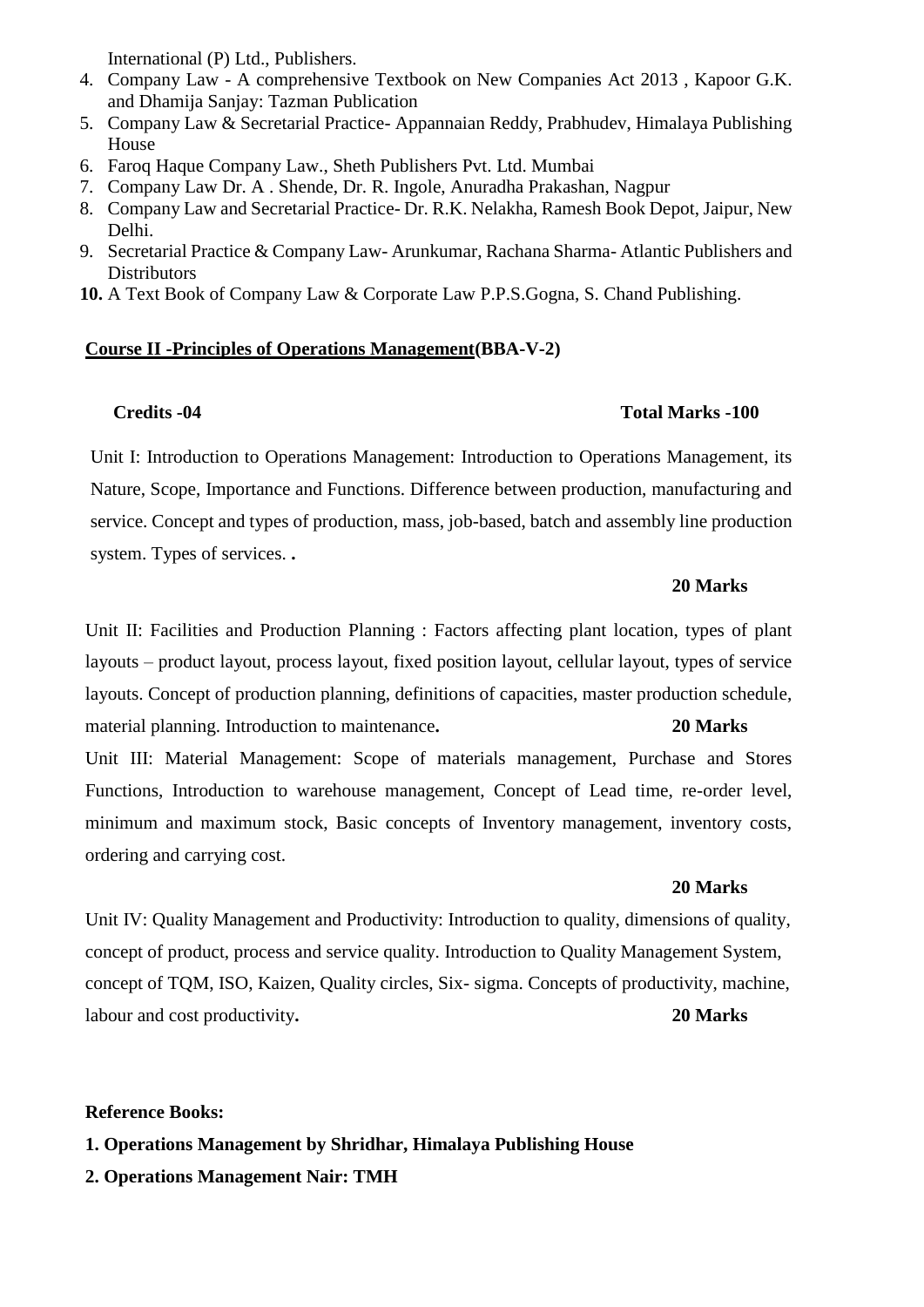International (P) Ltd., Publishers.

4. Company Law - A comprehensive Textbook on New Companies Act 2013 , Kapoor G.K. and Dhamija Sanjay: Tazman Publication
5. Company Law & Secretarial Practice- Appannaian Reddy, Prabhudev, Himalaya Publishing House
6. Faroq Haque Company Law., Sheth Publishers Pvt. Ltd. Mumbai
7. Company Law Dr. A . Shende, Dr. R. Ingole, Anuradha Prakashan, Nagpur
8. Company Law and Secretarial Practice- Dr. R.K. Nelakha, Ramesh Book Depot, Jaipur, New Delhi.
9. Secretarial Practice & Company Law- Arunkumar, Rachana Sharma- Atlantic Publishers and Distributors
10. A Text Book of Company Law & Corporate Law P.P.S.Gogna, S. Chand Publishing.

**Course II -Principles of Operations Management(BBA-V-2)**

**Credits -04** **Total Marks -100**

Unit I: Introduction to Operations Management: Introduction to Operations Management, its Nature, Scope, Importance and Functions. Difference between production, manufacturing and service. Concept and types of production, mass, job-based, batch and assembly line production system. Types of services. **.**

**20 Marks**

Unit II: Facilities and Production Planning : Factors affecting plant location, types of plant layouts – product layout, process layout, fixed position layout, cellular layout, types of service layouts. Concept of production planning, definitions of capacities, master production schedule, material planning. Introduction to maintenance**.** **20 Marks**

Unit III: Material Management: Scope of materials management, Purchase and Stores Functions, Introduction to warehouse management, Concept of Lead time, re-order level, minimum and maximum stock, Basic concepts of Inventory management, inventory costs, ordering and carrying cost.

**20 Marks**

Unit IV: Quality Management and Productivity: Introduction to quality, dimensions of quality, concept of product, process and service quality. Introduction to Quality Management System, concept of TQM, ISO, Kaizen, Quality circles, Six- sigma. Concepts of productivity, machine, labour and cost productivity**.** **20 Marks**

**Reference Books:**

**1. Operations Management by Shridhar, Himalaya Publishing House**

**2. Operations Management Nair: TMH**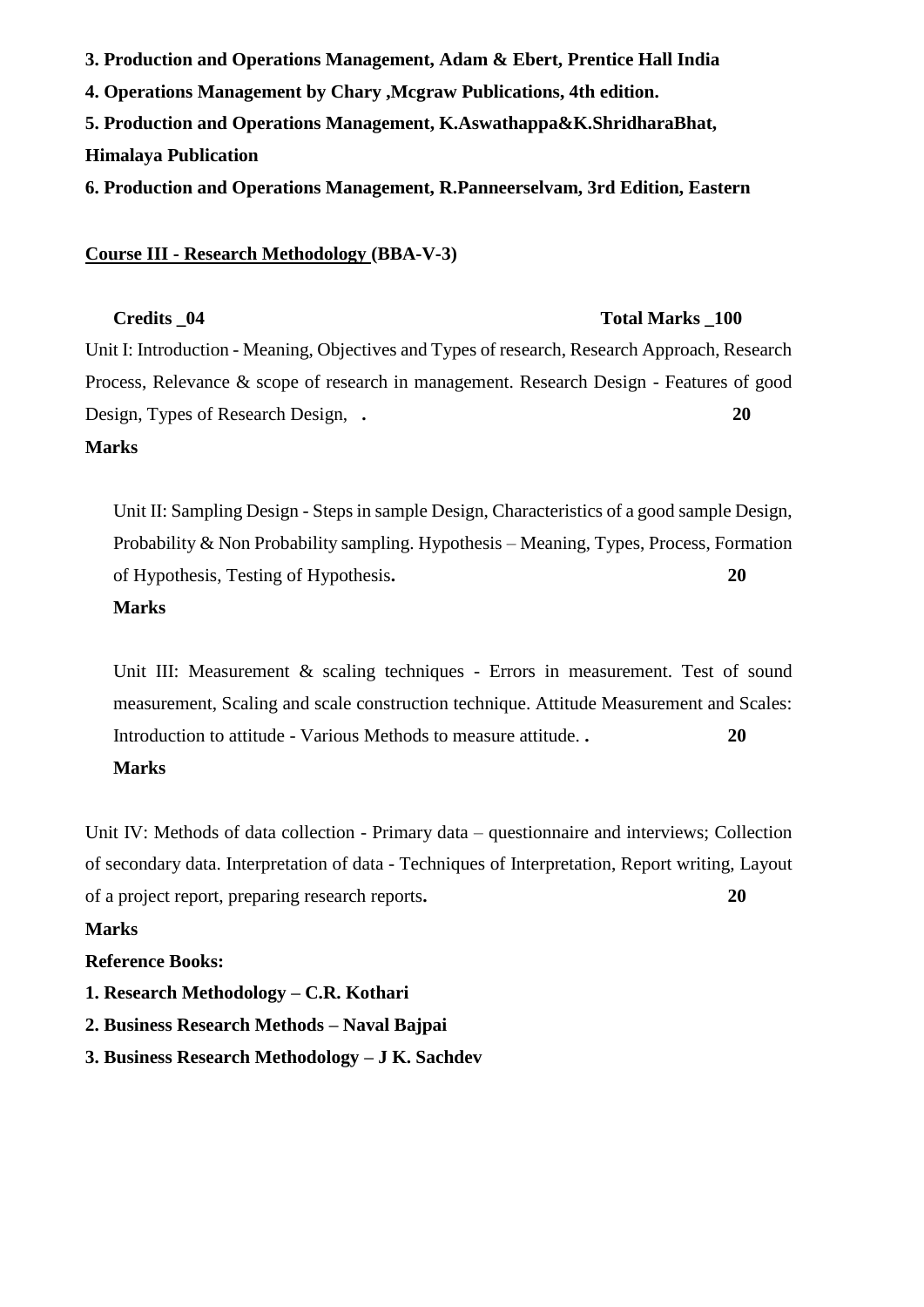**3. Production and Operations Management, Adam & Ebert, Prentice Hall India**

**4. Operations Management by Chary ,Mcgraw Publications, 4th edition.**

**5. Production and Operations Management, K.Aswathappa&K.ShridharaBhat, Himalaya Publication**

**6. Production and Operations Management, R.Panneerselvam, 3rd Edition, Eastern**

**<u>Course III - Research Methodology</u> (BBA-V-3)**

**Credits _04** **Total Marks _100**

Unit I: Introduction - Meaning, Objectives and Types of research, Research Approach, Research Process, Relevance & scope of research in management. Research Design - Features of good Design, Types of Research Design, **.** **20 Marks**

Unit II: Sampling Design - Steps in sample Design, Characteristics of a good sample Design, Probability & Non Probability sampling. Hypothesis – Meaning, Types, Process, Formation of Hypothesis, Testing of Hypothesis**.** **20 Marks**

Unit III: Measurement & scaling techniques - Errors in measurement. Test of sound measurement, Scaling and scale construction technique. Attitude Measurement and Scales: Introduction to attitude - Various Methods to measure attitude. **.** **20 Marks**

Unit IV: Methods of data collection - Primary data – questionnaire and interviews; Collection of secondary data. Interpretation of data - Techniques of Interpretation, Report writing, Layout of a project report, preparing research reports**.** **20 Marks**

**Reference Books:**

**1. Research Methodology – C.R. Kothari**

**2. Business Research Methods – Naval Bajpai**

**3. Business Research Methodology – J K. Sachdev**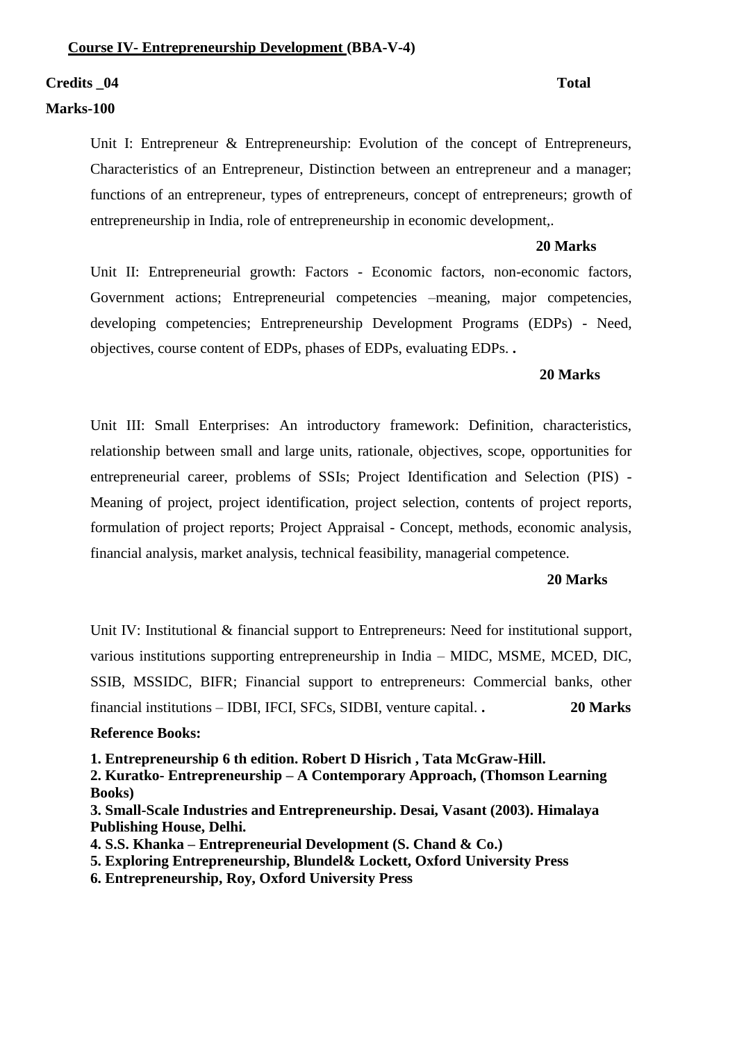**<u>Course IV- Entrepreneurship Development</u> (BBA-V-4)**

**Credits _04** **Total Marks-100**

Unit I: Entrepreneur & Entrepreneurship: Evolution of the concept of Entrepreneurs, Characteristics of an Entrepreneur, Distinction between an entrepreneur and a manager; functions of an entrepreneur, types of entrepreneurs, concept of entrepreneurs; growth of entrepreneurship in India, role of entrepreneurship in economic development,.

**20 Marks**

Unit II: Entrepreneurial growth: Factors - Economic factors, non-economic factors, Government actions; Entrepreneurial competencies –meaning, major competencies, developing competencies; Entrepreneurship Development Programs (EDPs) - Need, objectives, course content of EDPs, phases of EDPs, evaluating EDPs. **.**

**20 Marks**

Unit III: Small Enterprises: An introductory framework: Definition, characteristics, relationship between small and large units, rationale, objectives, scope, opportunities for entrepreneurial career, problems of SSIs; Project Identification and Selection (PIS) - Meaning of project, project identification, project selection, contents of project reports, formulation of project reports; Project Appraisal - Concept, methods, economic analysis, financial analysis, market analysis, technical feasibility, managerial competence.

**20 Marks**

Unit IV: Institutional & financial support to Entrepreneurs: Need for institutional support, various institutions supporting entrepreneurship in India – MIDC, MSME, MCED, DIC, SSIB, MSSIDC, BIFR; Financial support to entrepreneurs: Commercial banks, other financial institutions – IDBI, IFCI, SFCs, SIDBI, venture capital. **.** **20 Marks**

**Reference Books:**

**1. Entrepreneurship 6 th edition. Robert D Hisrich , Tata McGraw-Hill.**
**2. Kuratko- Entrepreneurship – A Contemporary Approach, (Thomson Learning Books)**
**3. Small-Scale Industries and Entrepreneurship. Desai, Vasant (2003). Himalaya Publishing House, Delhi.**
**4. S.S. Khanka – Entrepreneurial Development (S. Chand & Co.)**
**5. Exploring Entrepreneurship, Blundel& Lockett, Oxford University Press**
**6. Entrepreneurship, Roy, Oxford University Press**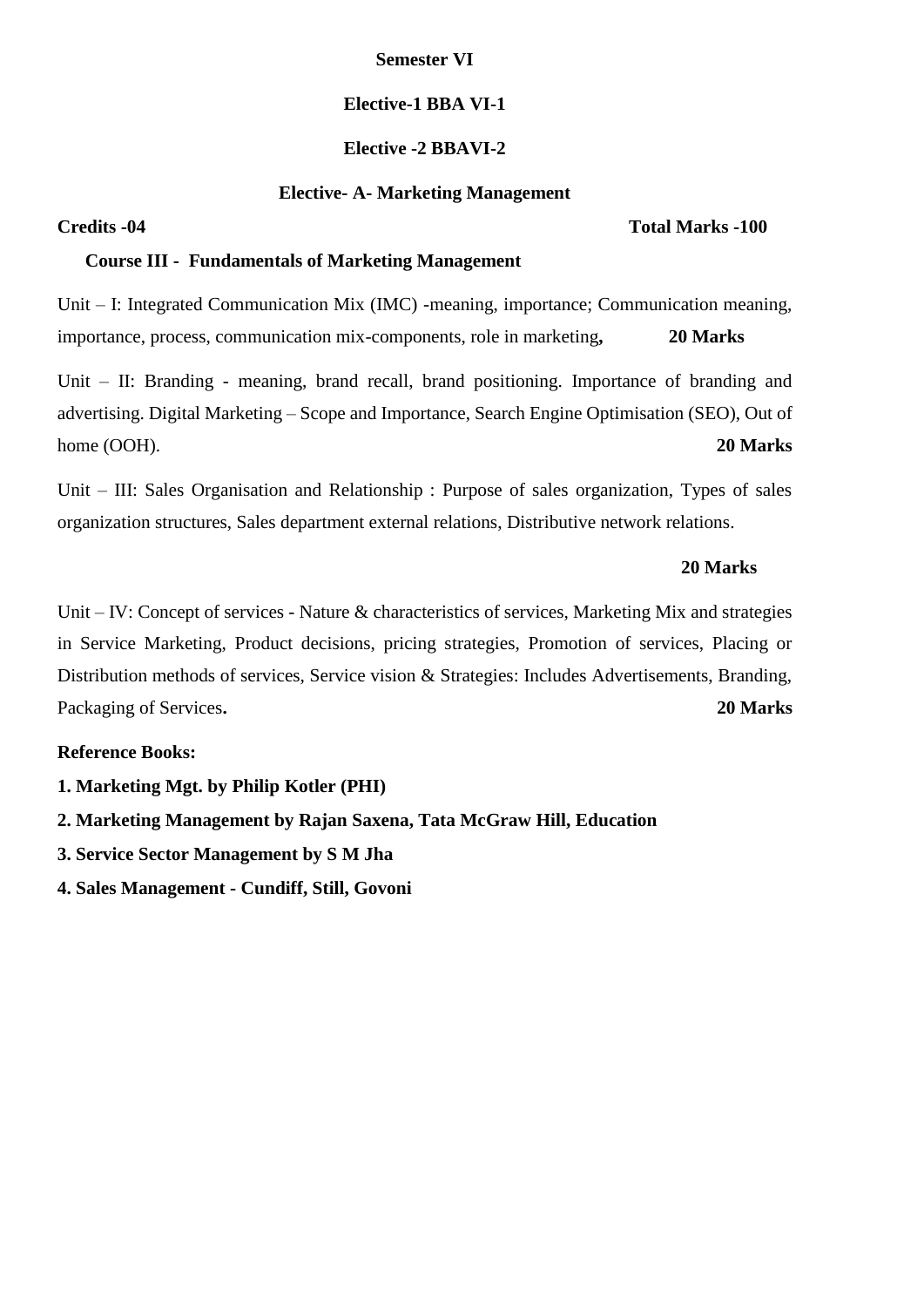**Semester VI**

**Elective-1 BBA VI-1**

**Elective -2 BBAVI-2**

**Elective- A- Marketing Management**

**Credits -04** **Total Marks -100**

**Course III - Fundamentals of Marketing Management**

Unit – I: Integrated Communication Mix (IMC) -meaning, importance; Communication meaning, importance, process, communication mix-components, role in marketing**,** **20 Marks**

Unit – II: Branding - meaning, brand recall, brand positioning. Importance of branding and advertising. Digital Marketing – Scope and Importance, Search Engine Optimisation (SEO), Out of home (OOH). **20 Marks**

Unit – III: Sales Organisation and Relationship : Purpose of sales organization, Types of sales organization structures, Sales department external relations, Distributive network relations.

**20 Marks**

Unit – IV: Concept of services - Nature & characteristics of services, Marketing Mix and strategies in Service Marketing, Product decisions, pricing strategies, Promotion of services, Placing or Distribution methods of services, Service vision & Strategies: Includes Advertisements, Branding, Packaging of Services**.** **20 Marks**

**Reference Books:**

**1. Marketing Mgt. by Philip Kotler (PHI)**

**2. Marketing Management by Rajan Saxena, Tata McGraw Hill, Education**

**3. Service Sector Management by S M Jha**

**4. Sales Management - Cundiff, Still, Govoni**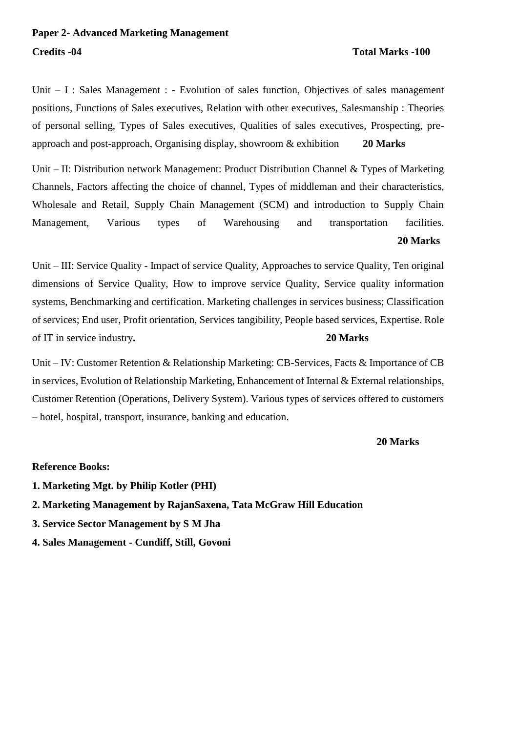**Paper 2- Advanced Marketing Management**

**Credits -04** **Total Marks -100**

Unit – I : Sales Management : - Evolution of sales function, Objectives of sales management positions, Functions of Sales executives, Relation with other executives, Salesmanship : Theories of personal selling, Types of Sales executives, Qualities of sales executives, Prospecting, pre-approach and post-approach, Organising display, showroom & exhibition **20 Marks**

Unit – II: Distribution network Management: Product Distribution Channel & Types of Marketing Channels, Factors affecting the choice of channel, Types of middleman and their characteristics, Wholesale and Retail, Supply Chain Management (SCM) and introduction to Supply Chain Management, Various types of Warehousing and transportation facilities. **20 Marks**

Unit – III: Service Quality - Impact of service Quality, Approaches to service Quality, Ten original dimensions of Service Quality, How to improve service Quality, Service quality information systems, Benchmarking and certification. Marketing challenges in services business; Classification of services; End user, Profit orientation, Services tangibility, People based services, Expertise. Role of IT in service industry**.** **20 Marks**

Unit – IV: Customer Retention & Relationship Marketing: CB-Services, Facts & Importance of CB in services, Evolution of Relationship Marketing, Enhancement of Internal & External relationships, Customer Retention (Operations, Delivery System). Various types of services offered to customers – hotel, hospital, transport, insurance, banking and education.

**20 Marks**

**Reference Books:**

**1. Marketing Mgt. by Philip Kotler (PHI)**

**2. Marketing Management by RajanSaxena, Tata McGraw Hill Education**

**3. Service Sector Management by S M Jha**

**4. Sales Management - Cundiff, Still, Govoni**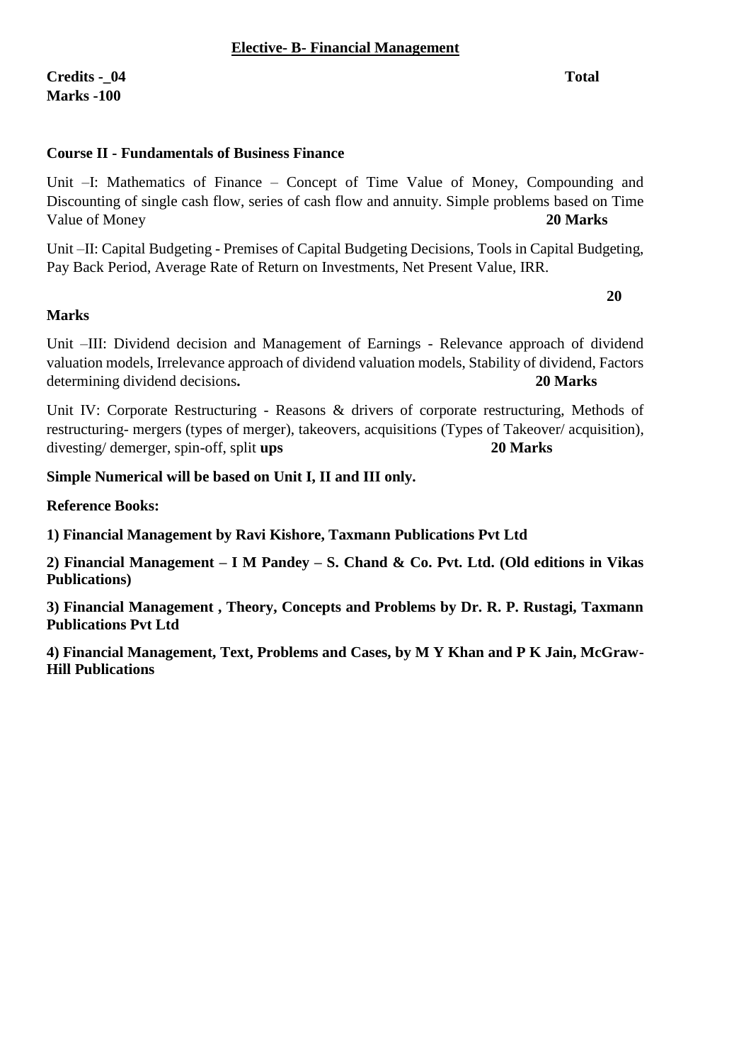**Elective- B- Financial Management**

**Credits -_04** **Total Marks -100**

**Course II - Fundamentals of Business Finance**

Unit –I: Mathematics of Finance – Concept of Time Value of Money, Compounding and Discounting of single cash flow, series of cash flow and annuity. Simple problems based on Time Value of Money **20 Marks**

Unit –II: Capital Budgeting - Premises of Capital Budgeting Decisions, Tools in Capital Budgeting, Pay Back Period, Average Rate of Return on Investments, Net Present Value, IRR.

**20 Marks**

Unit –III: Dividend decision and Management of Earnings - Relevance approach of dividend valuation models, Irrelevance approach of dividend valuation models, Stability of dividend, Factors determining dividend decisions**.** **20 Marks**

Unit IV: Corporate Restructuring - Reasons & drivers of corporate restructuring, Methods of restructuring- mergers (types of merger), takeovers, acquisitions (Types of Takeover/ acquisition), divesting/ demerger, spin-off, split **ups** **20 Marks**

**Simple Numerical will be based on Unit I, II and III only.**

**Reference Books:**

**1) Financial Management by Ravi Kishore, Taxmann Publications Pvt Ltd**

**2) Financial Management – I M Pandey – S. Chand & Co. Pvt. Ltd. (Old editions in Vikas Publications)**

**3) Financial Management , Theory, Concepts and Problems by Dr. R. P. Rustagi, Taxmann Publications Pvt Ltd**

**4) Financial Management, Text, Problems and Cases, by M Y Khan and P K Jain, McGraw-Hill Publications**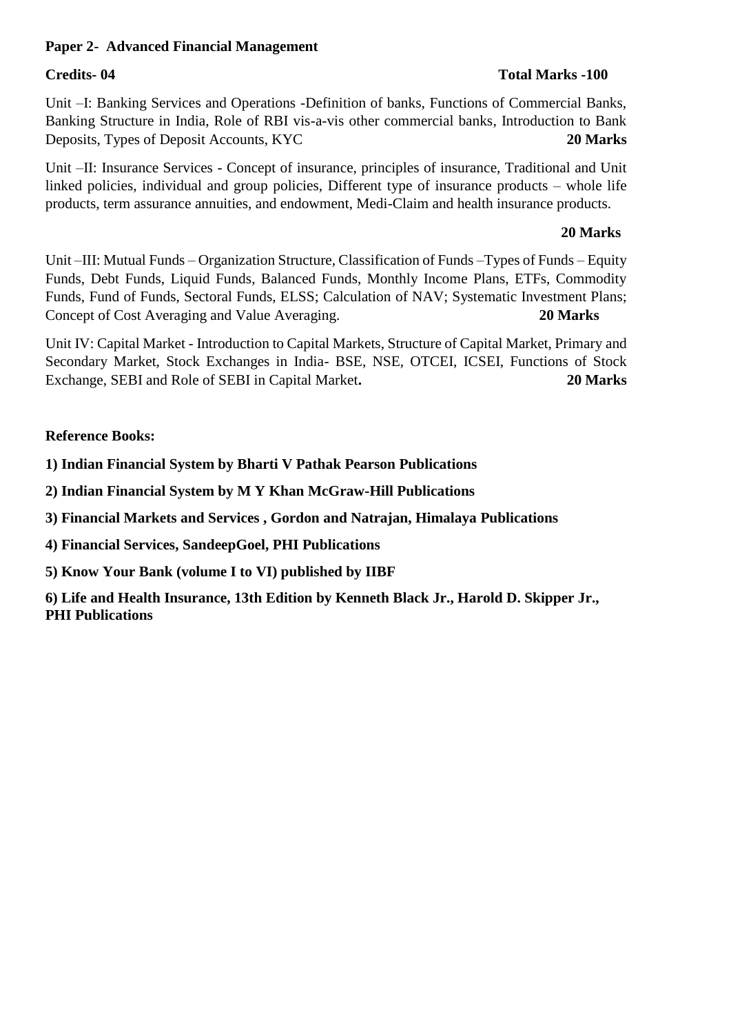**Paper 2- Advanced Financial Management**

**Credits- 04** **Total Marks -100**

Unit –I: Banking Services and Operations -Definition of banks, Functions of Commercial Banks, Banking Structure in India, Role of RBI vis-a-vis other commercial banks, Introduction to Bank Deposits, Types of Deposit Accounts, KYC **20 Marks**

Unit –II: Insurance Services - Concept of insurance, principles of insurance, Traditional and Unit linked policies, individual and group policies, Different type of insurance products – whole life products, term assurance annuities, and endowment, Medi-Claim and health insurance products.

**20 Marks**

Unit –III: Mutual Funds – Organization Structure, Classification of Funds –Types of Funds – Equity Funds, Debt Funds, Liquid Funds, Balanced Funds, Monthly Income Plans, ETFs, Commodity Funds, Fund of Funds, Sectoral Funds, ELSS; Calculation of NAV; Systematic Investment Plans; Concept of Cost Averaging and Value Averaging. **20 Marks**

Unit IV: Capital Market - Introduction to Capital Markets, Structure of Capital Market, Primary and Secondary Market, Stock Exchanges in India- BSE, NSE, OTCEI, ICSEI, Functions of Stock Exchange, SEBI and Role of SEBI in Capital Market**.** **20 Marks**

**Reference Books:**

**1) Indian Financial System by Bharti V Pathak Pearson Publications**

**2) Indian Financial System by M Y Khan McGraw-Hill Publications**

**3) Financial Markets and Services , Gordon and Natrajan, Himalaya Publications**

**4) Financial Services, SandeepGoel, PHI Publications**

**5) Know Your Bank (volume I to VI) published by IIBF**

**6) Life and Health Insurance, 13th Edition by Kenneth Black Jr., Harold D. Skipper Jr., PHI Publications**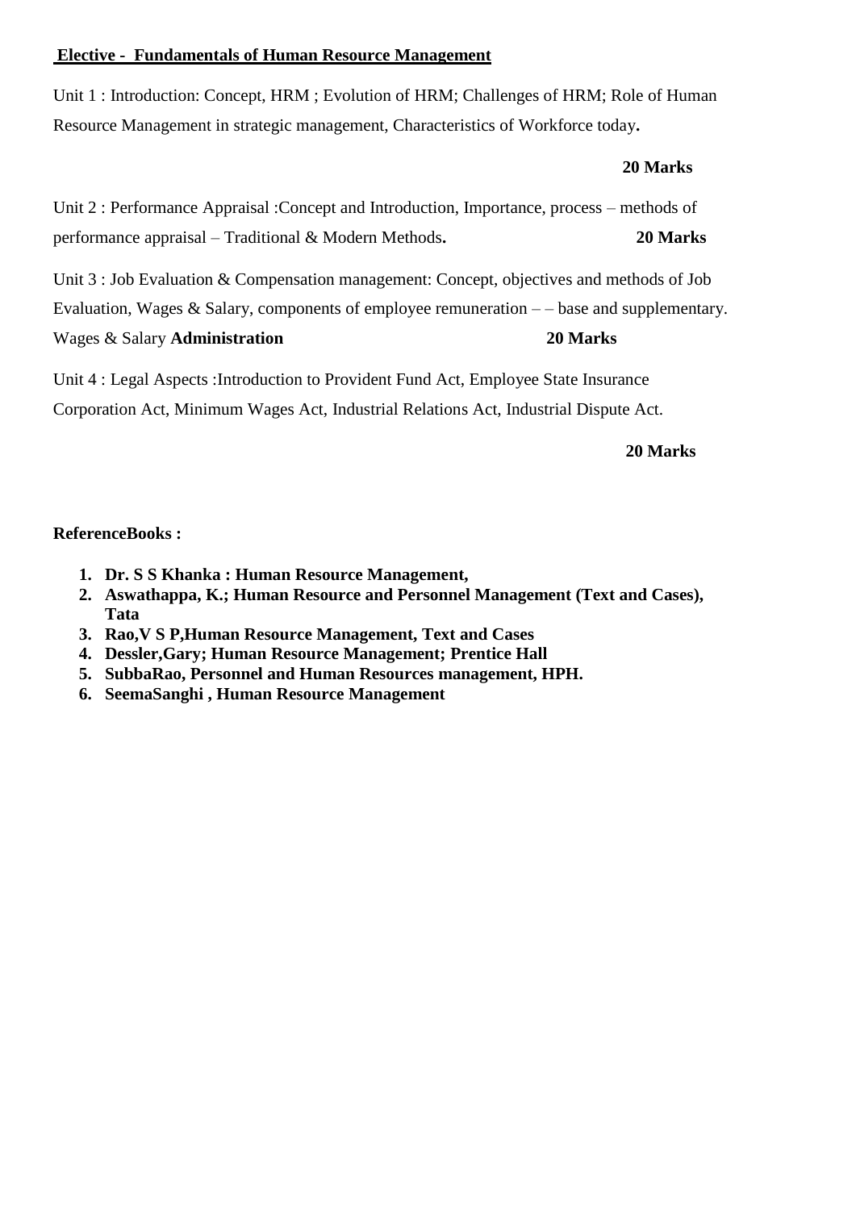## **Elective - Fundamentals of Human Resource Management**

Unit 1 : Introduction: Concept, HRM ; Evolution of HRM; Challenges of HRM; Role of Human Resource Management in strategic management, Characteristics of Workforce today**.**

**20 Marks**

Unit 2 : Performance Appraisal :Concept and Introduction, Importance, process – methods of performance appraisal – Traditional & Modern Methods**.** **20 Marks**

Unit 3 : Job Evaluation & Compensation management: Concept, objectives and methods of Job Evaluation, Wages & Salary, components of employee remuneration – – base and supplementary. Wages & Salary **Administration** **20 Marks**

Unit 4 : Legal Aspects :Introduction to Provident Fund Act, Employee State Insurance Corporation Act, Minimum Wages Act, Industrial Relations Act, Industrial Dispute Act.

**20 Marks**

**ReferenceBooks :**

1. **Dr. S S Khanka : Human Resource Management,**
2. **Aswathappa, K.; Human Resource and Personnel Management (Text and Cases), Tata**
3. **Rao,V S P,Human Resource Management, Text and Cases**
4. **Dessler,Gary; Human Resource Management; Prentice Hall**
5. **SubbaRao, Personnel and Human Resources management, HPH.**
6. **SeemaSanghi , Human Resource Management**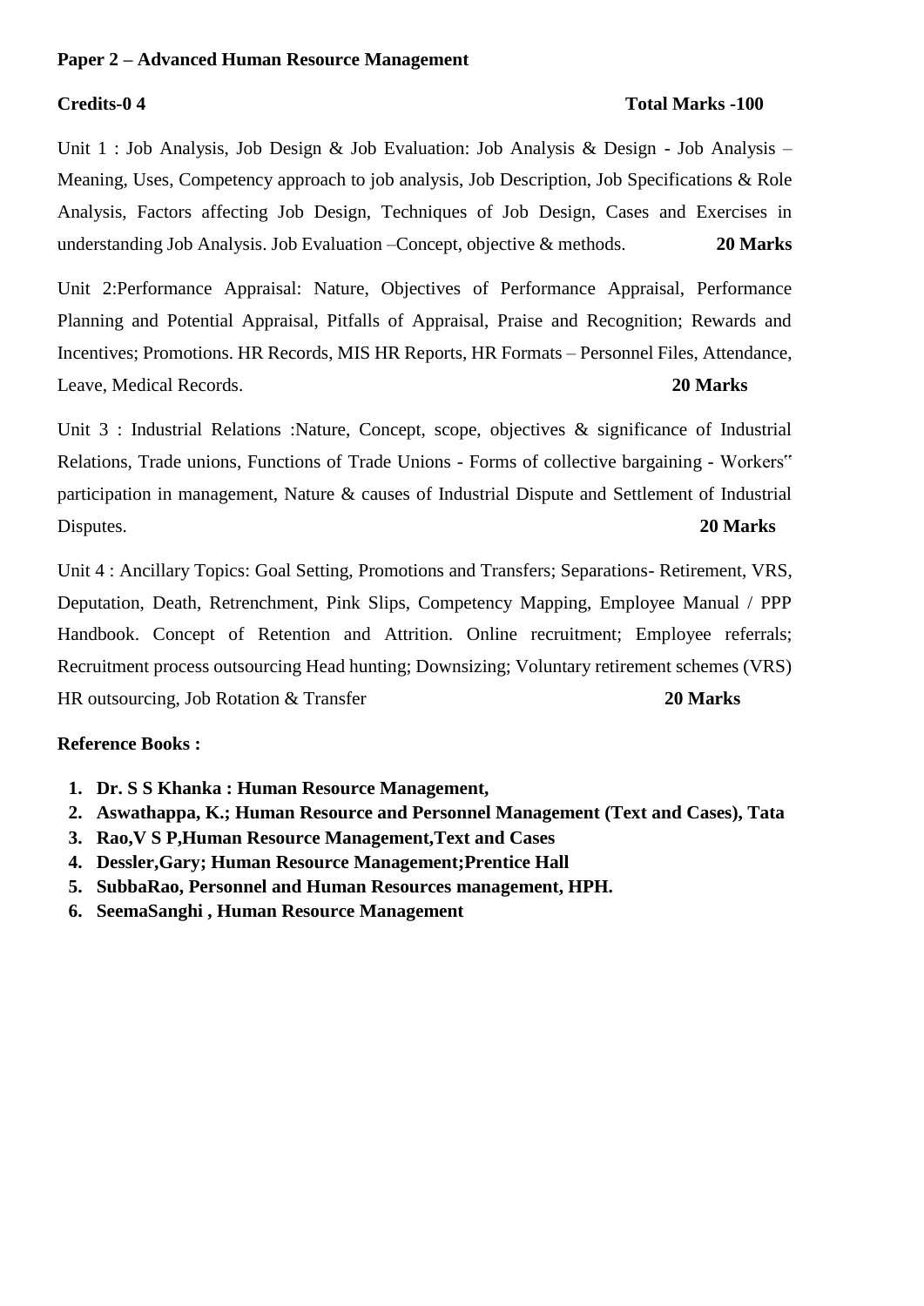**Paper 2 – Advanced Human Resource Management**

**Credits-0 4** **Total Marks -100**

Unit 1 : Job Analysis, Job Design & Job Evaluation: Job Analysis & Design - Job Analysis – Meaning, Uses, Competency approach to job analysis, Job Description, Job Specifications & Role Analysis, Factors affecting Job Design, Techniques of Job Design, Cases and Exercises in understanding Job Analysis. Job Evaluation –Concept, objective & methods. **20 Marks**

Unit 2:Performance Appraisal: Nature, Objectives of Performance Appraisal, Performance Planning and Potential Appraisal, Pitfalls of Appraisal, Praise and Recognition; Rewards and Incentives; Promotions. HR Records, MIS HR Reports, HR Formats – Personnel Files, Attendance, Leave, Medical Records. **20 Marks**

Unit 3 : Industrial Relations :Nature, Concept, scope, objectives & significance of Industrial Relations, Trade unions, Functions of Trade Unions - Forms of collective bargaining - Workers‟ participation in management, Nature & causes of Industrial Dispute and Settlement of Industrial Disputes. **20 Marks**

Unit 4 : Ancillary Topics: Goal Setting, Promotions and Transfers; Separations- Retirement, VRS, Deputation, Death, Retrenchment, Pink Slips, Competency Mapping, Employee Manual / PPP Handbook. Concept of Retention and Attrition. Online recruitment; Employee referrals; Recruitment process outsourcing Head hunting; Downsizing; Voluntary retirement schemes (VRS) HR outsourcing, Job Rotation & Transfer **20 Marks**

**Reference Books :**

1. **Dr. S S Khanka : Human Resource Management,**
2. **Aswathappa, K.; Human Resource and Personnel Management (Text and Cases), Tata**
3. **Rao,V S P,Human Resource Management,Text and Cases**
4. **Dessler,Gary; Human Resource Management;Prentice Hall**
5. **SubbaRao, Personnel and Human Resources management, HPH.**
6. **SeemaSanghi , Human Resource Management**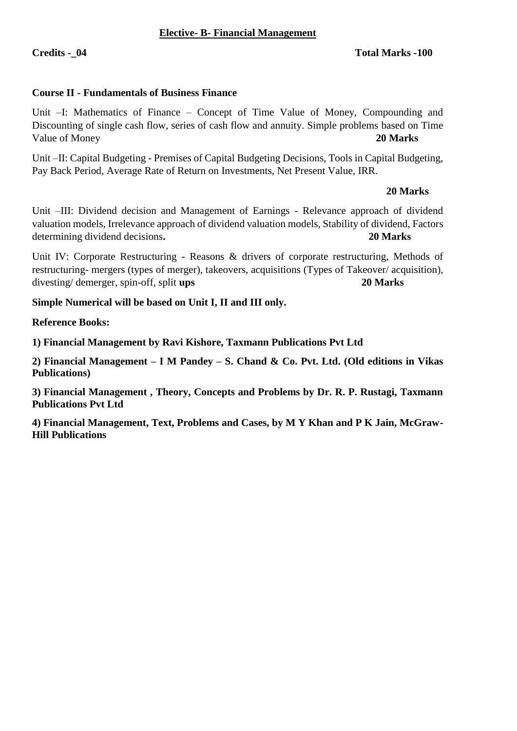## Elective- B- Financial Management

**Credits -_04** **Total Marks -100**

**Course II - Fundamentals of Business Finance**

Unit –I: Mathematics of Finance – Concept of Time Value of Money, Compounding and Discounting of single cash flow, series of cash flow and annuity. Simple problems based on Time Value of Money **20 Marks**

Unit –II: Capital Budgeting - Premises of Capital Budgeting Decisions, Tools in Capital Budgeting, Pay Back Period, Average Rate of Return on Investments, Net Present Value, IRR.

**20 Marks**

Unit –III: Dividend decision and Management of Earnings - Relevance approach of dividend valuation models, Irrelevance approach of dividend valuation models, Stability of dividend, Factors determining dividend decisions**.** **20 Marks**

Unit IV: Corporate Restructuring - Reasons & drivers of corporate restructuring, Methods of restructuring- mergers (types of merger), takeovers, acquisitions (Types of Takeover/ acquisition), divesting/ demerger, spin-off, split **ups** **20 Marks**

**Simple Numerical will be based on Unit I, II and III only.**

**Reference Books:**

**1) Financial Management by Ravi Kishore, Taxmann Publications Pvt Ltd**

**2) Financial Management – I M Pandey – S. Chand & Co. Pvt. Ltd. (Old editions in Vikas Publications)**

**3) Financial Management , Theory, Concepts and Problems by Dr. R. P. Rustagi, Taxmann Publications Pvt Ltd**

**4) Financial Management, Text, Problems and Cases, by M Y Khan and P K Jain, McGraw-Hill Publications**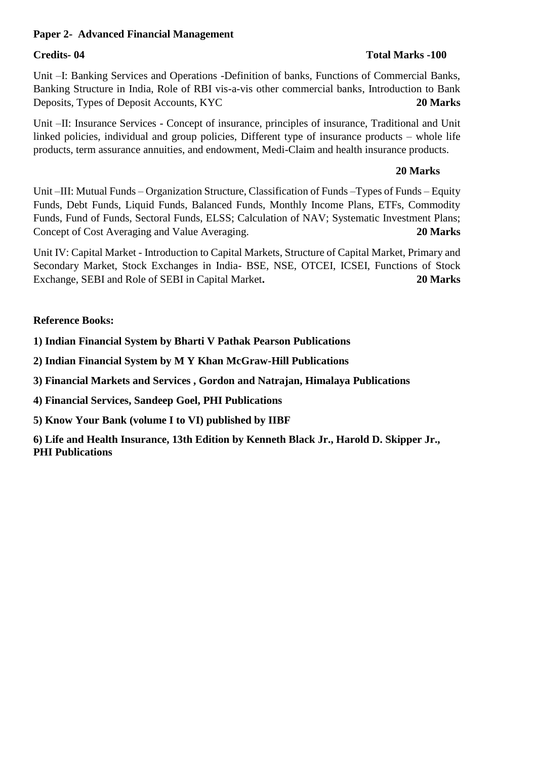**Paper 2- Advanced Financial Management**

**Credits- 04** **Total Marks -100**

Unit –I: Banking Services and Operations -Definition of banks, Functions of Commercial Banks, Banking Structure in India, Role of RBI vis-a-vis other commercial banks, Introduction to Bank Deposits, Types of Deposit Accounts, KYC **20 Marks**

Unit –II: Insurance Services - Concept of insurance, principles of insurance, Traditional and Unit linked policies, individual and group policies, Different type of insurance products – whole life products, term assurance annuities, and endowment, Medi-Claim and health insurance products.

**20 Marks**

Unit –III: Mutual Funds – Organization Structure, Classification of Funds –Types of Funds – Equity Funds, Debt Funds, Liquid Funds, Balanced Funds, Monthly Income Plans, ETFs, Commodity Funds, Fund of Funds, Sectoral Funds, ELSS; Calculation of NAV; Systematic Investment Plans; Concept of Cost Averaging and Value Averaging. **20 Marks**

Unit IV: Capital Market - Introduction to Capital Markets, Structure of Capital Market, Primary and Secondary Market, Stock Exchanges in India- BSE, NSE, OTCEI, ICSEI, Functions of Stock Exchange, SEBI and Role of SEBI in Capital Market**.** **20 Marks**

**Reference Books:**

**1) Indian Financial System by Bharti V Pathak Pearson Publications**

**2) Indian Financial System by M Y Khan McGraw-Hill Publications**

**3) Financial Markets and Services , Gordon and Natrajan, Himalaya Publications**

**4) Financial Services, Sandeep Goel, PHI Publications**

**5) Know Your Bank (volume I to VI) published by IIBF**

**6) Life and Health Insurance, 13th Edition by Kenneth Black Jr., Harold D. Skipper Jr., PHI Publications**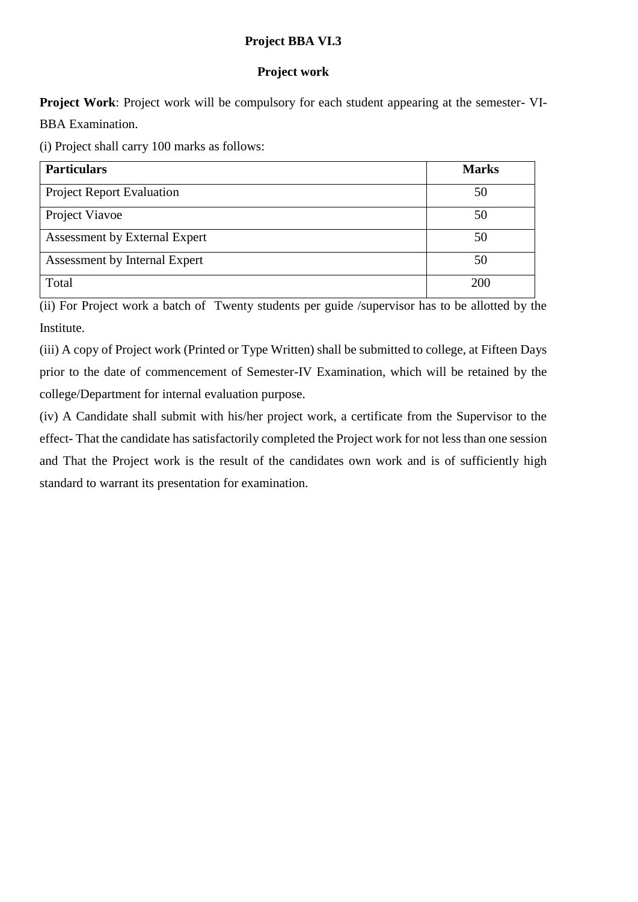**Project BBA VI.3**

**Project work**

**Project Work**: Project work will be compulsory for each student appearing at the semester- VI-BBA Examination.

(i) Project shall carry 100 marks as follows:

| Particulars | Marks |
|---|---|
| Project Report Evaluation | 50 |
| Project Viavoe | 50 |
| Assessment by External Expert | 50 |
| Assessment by Internal Expert | 50 |
| Total | 200 |

(ii) For Project work a batch of Twenty students per guide /supervisor has to be allotted by the Institute.

(iii) A copy of Project work (Printed or Type Written) shall be submitted to college, at Fifteen Days prior to the date of commencement of Semester-IV Examination, which will be retained by the college/Department for internal evaluation purpose.

(iv) A Candidate shall submit with his/her project work, a certificate from the Supervisor to the effect- That the candidate has satisfactorily completed the Project work for not less than one session and That the Project work is the result of the candidates own work and is of sufficiently high standard to warrant its presentation for examination.